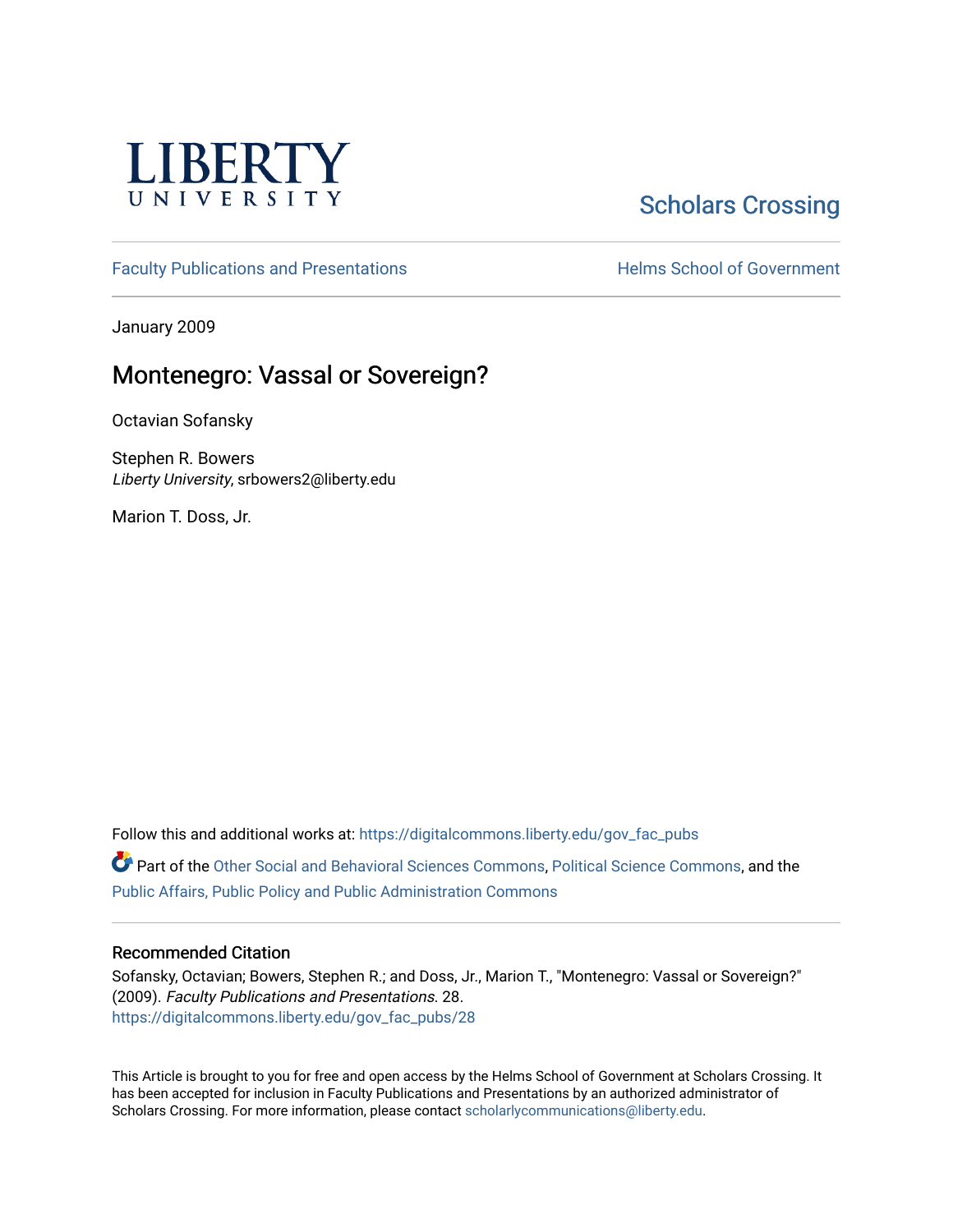LIBERTY UNIVERSITY

Scholars Crossing

Faculty Publications and Presentations

Helms School of Government

January 2009

# Montenegro: Vassal or Sovereign?

Octavian Sofansky

Stephen R. Bowers
*Liberty University*, srbowers2@liberty.edu

Marion T. Doss, Jr.

Follow this and additional works at: https://digitalcommons.liberty.edu/gov_fac_pubs

Part of the Other Social and Behavioral Sciences Commons, Political Science Commons, and the Public Affairs, Public Policy and Public Administration Commons

## Recommended Citation

Sofansky, Octavian; Bowers, Stephen R.; and Doss, Jr., Marion T., "Montenegro: Vassal or Sovereign?" (2009). *Faculty Publications and Presentations*. 28.
https://digitalcommons.liberty.edu/gov_fac_pubs/28

This Article is brought to you for free and open access by the Helms School of Government at Scholars Crossing. It has been accepted for inclusion in Faculty Publications and Presentations by an authorized administrator of Scholars Crossing. For more information, please contact scholarlycommunications@liberty.edu.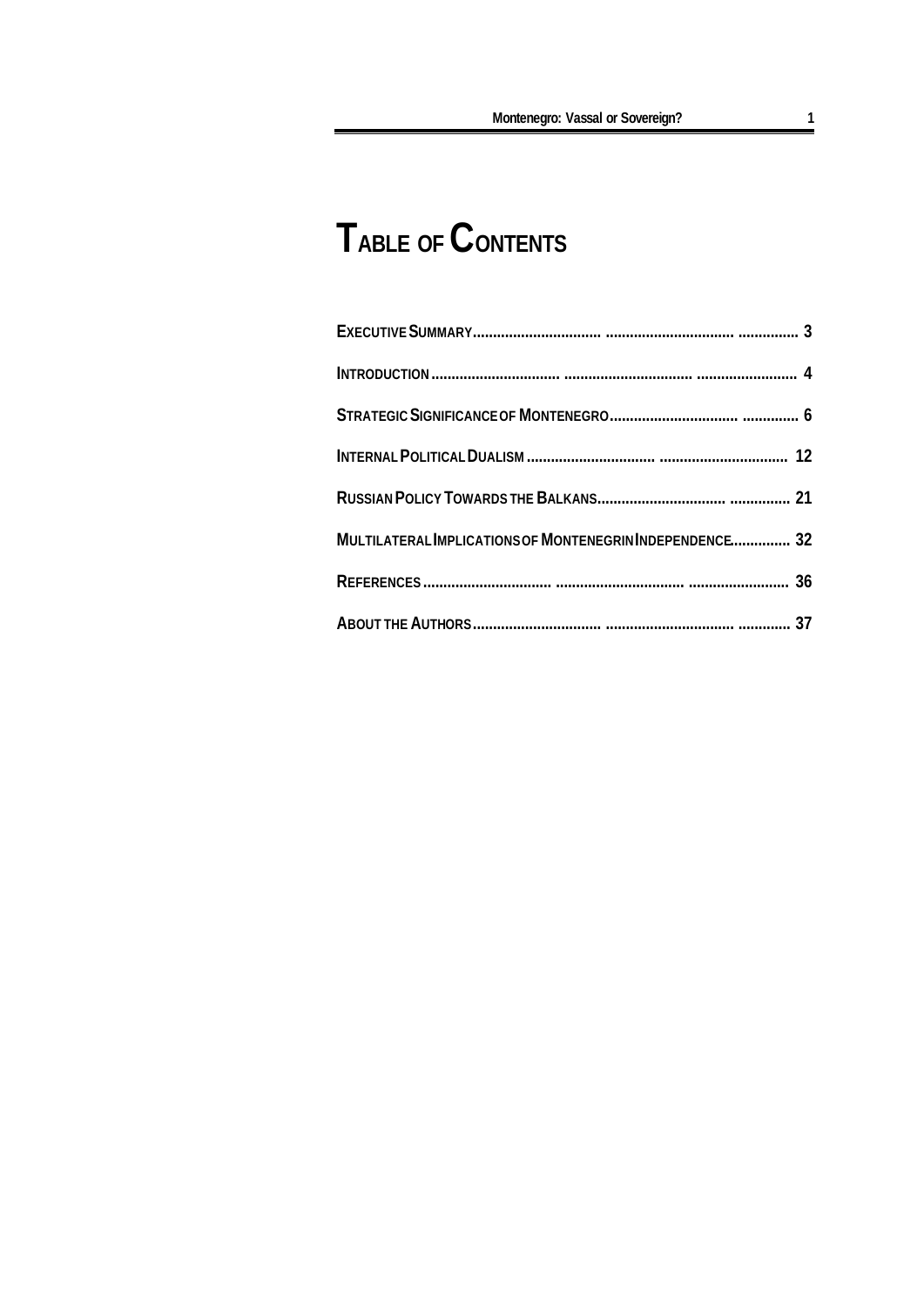# TABLE OF CONTENTS

| | |
|---|---|
| EXECUTIVE SUMMARY | 3 |
| INTRODUCTION | 4 |
| STRATEGIC SIGNIFICANCE OF MONTENEGRO | 6 |
| INTERNAL POLITICAL DUALISM | 12 |
| RUSSIAN POLICY TOWARDS THE BALKANS | 21 |
| MULTILATERAL IMPLICATIONS OF MONTENEGRIN INDEPENDENCE | 32 |
| REFERENCES | 36 |
| ABOUT THE AUTHORS | 37 |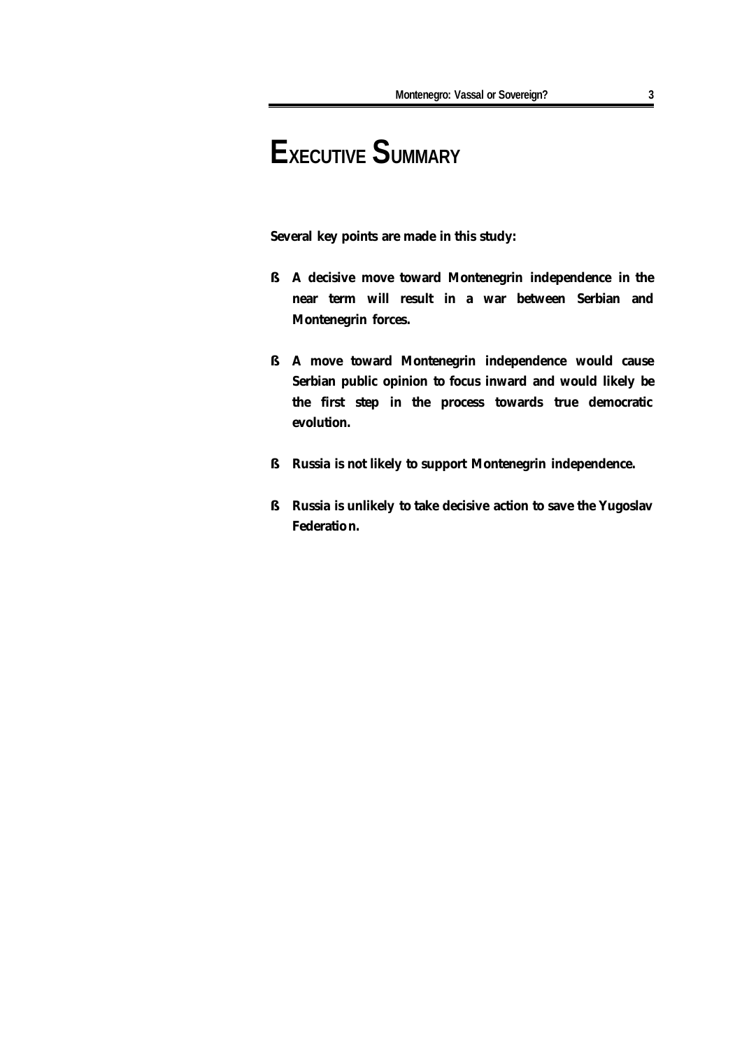# Executive Summary

**Several key points are made in this study:**

- **A decisive move toward Montenegrin independence in the near term will result in a war between Serbian and Montenegrin forces.**
- **A move toward Montenegrin independence would cause Serbian public opinion to focus inward and would likely be the first step in the process towards true democratic evolution.**
- **Russia is not likely to support Montenegrin independence.**
- **Russia is unlikely to take decisive action to save the Yugoslav Federation.**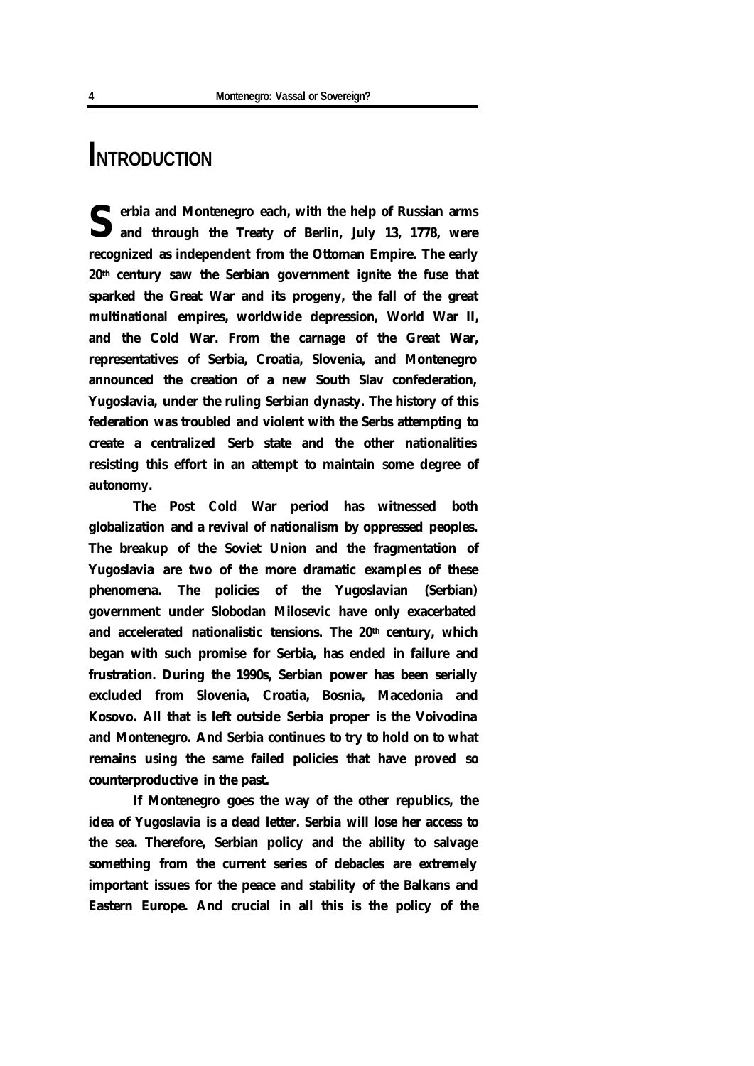# INTRODUCTION

Serbia and Montenegro each, with the help of Russian arms and through the Treaty of Berlin, July 13, 1778, were recognized as independent from the Ottoman Empire. The early 20th century saw the Serbian government ignite the fuse that sparked the Great War and its progeny, the fall of the great multinational empires, worldwide depression, World War II, and the Cold War. From the carnage of the Great War, representatives of Serbia, Croatia, Slovenia, and Montenegro announced the creation of a new South Slav confederation, Yugoslavia, under the ruling Serbian dynasty. The history of this federation was troubled and violent with the Serbs attempting to create a centralized Serb state and the other nationalities resisting this effort in an attempt to maintain some degree of autonomy.

The Post Cold War period has witnessed both globalization and a revival of nationalism by oppressed peoples. The breakup of the Soviet Union and the fragmentation of Yugoslavia are two of the more dramatic examples of these phenomena. The policies of the Yugoslavian (Serbian) government under Slobodan Milosevic have only exacerbated and accelerated nationalistic tensions. The 20th century, which began with such promise for Serbia, has ended in failure and frustration. During the 1990s, Serbian power has been serially excluded from Slovenia, Croatia, Bosnia, Macedonia and Kosovo. All that is left outside Serbia proper is the Voivodina and Montenegro. And Serbia continues to try to hold on to what remains using the same failed policies that have proved so counterproductive in the past.

If Montenegro goes the way of the other republics, the idea of Yugoslavia is a dead letter. Serbia will lose her access to the sea. Therefore, Serbian policy and the ability to salvage something from the current series of debacles are extremely important issues for the peace and stability of the Balkans and Eastern Europe. And crucial in all this is the policy of the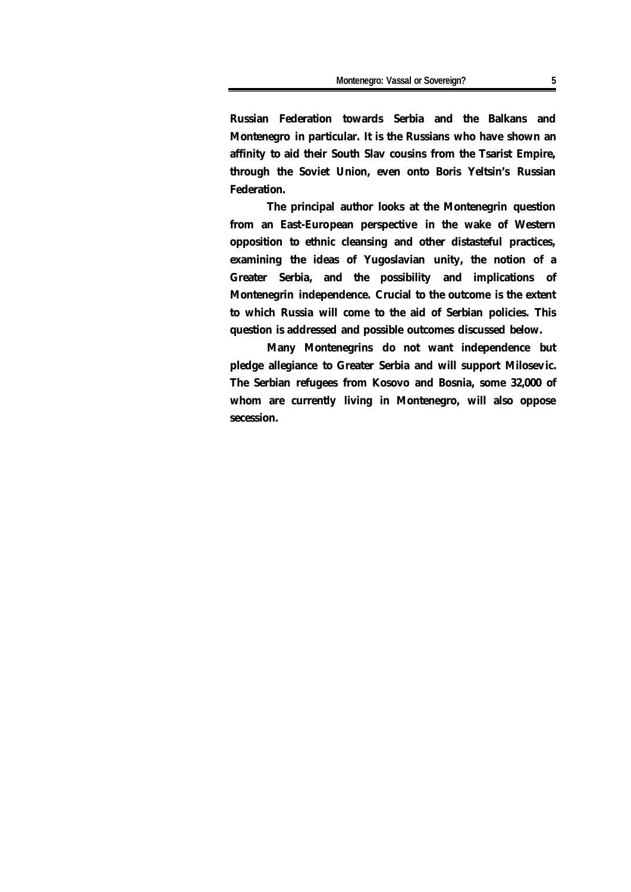**Russian Federation towards Serbia and the Balkans and Montenegro in particular. It is the Russians who have shown an affinity to aid their South Slav cousins from the Tsarist Empire, through the Soviet Union, even onto Boris Yeltsin's Russian Federation.**

**The principal author looks at the Montenegrin question from an East-European perspective in the wake of Western opposition to ethnic cleansing and other distasteful practices, examining the ideas of Yugoslavian unity, the notion of a Greater Serbia, and the possibility and implications of Montenegrin independence. Crucial to the outcome is the extent to which Russia will come to the aid of Serbian policies. This question is addressed and possible outcomes discussed below.**

**Many Montenegrins do not want independence but pledge allegiance to Greater Serbia and will support Milosevic. The Serbian refugees from Kosovo and Bosnia, some 32,000 of whom are currently living in Montenegro, will also oppose secession.**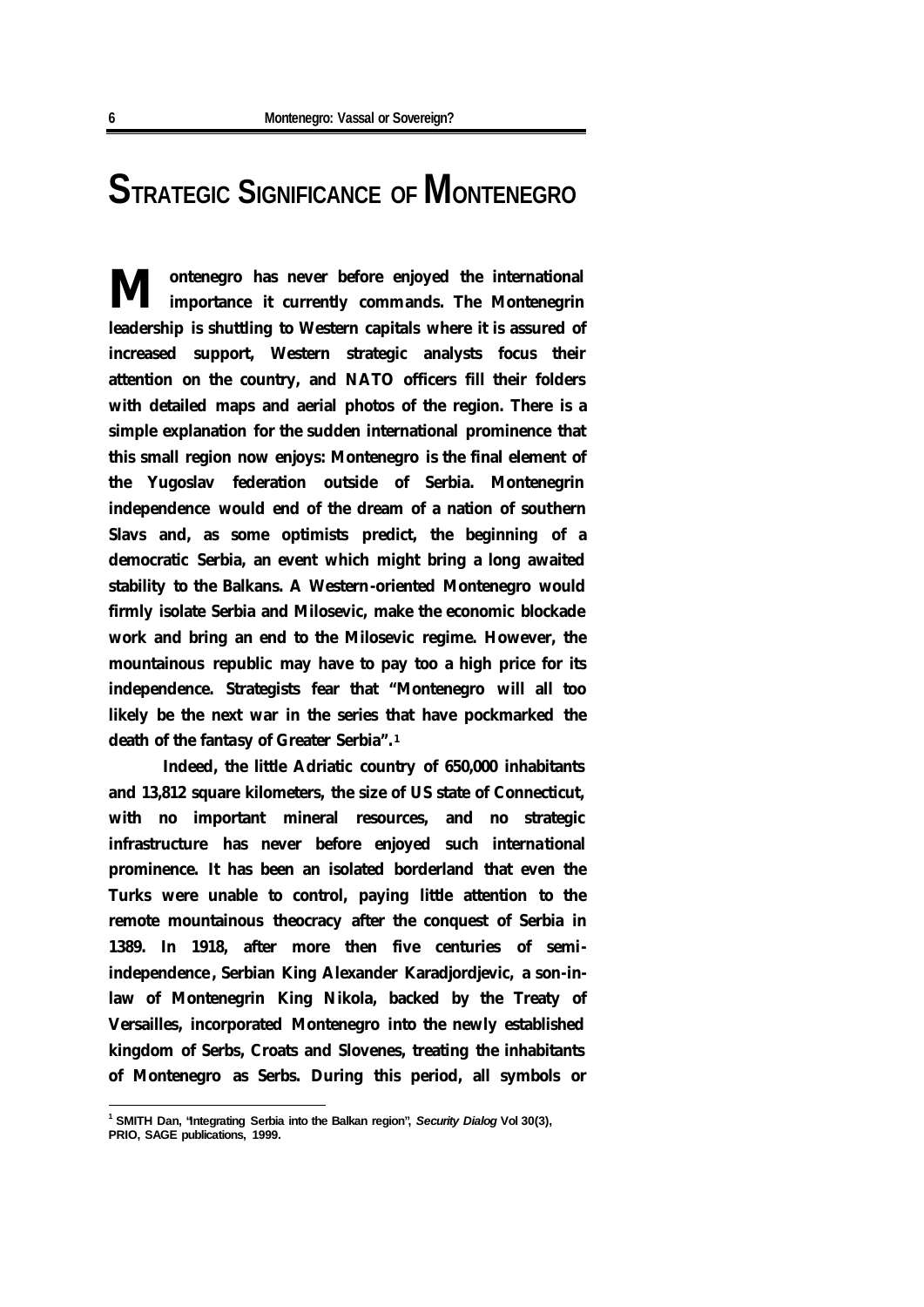# STRATEGIC SIGNIFICANCE OF MONTENEGRO

**Montenegro has never before enjoyed the international importance it currently commands. The Montenegrin leadership is shuttling to Western capitals where it is assured of increased support, Western strategic analysts focus their attention on the country, and NATO officers fill their folders with detailed maps and aerial photos of the region. There is a simple explanation for the sudden international prominence that this small region now enjoys: Montenegro is the final element of the Yugoslav federation outside of Serbia. Montenegrin independence would end of the dream of a nation of southern Slavs and, as some optimists predict, the beginning of a democratic Serbia, an event which might bring a long awaited stability to the Balkans. A Western-oriented Montenegro would firmly isolate Serbia and Milosevic, make the economic blockade work and bring an end to the Milosevic regime. However, the mountainous republic may have to pay too a high price for its independence. Strategists fear that "Montenegro will all too likely be the next war in the series that have pockmarked the death of the fantasy of Greater Serbia".[1]**

**Indeed, the little Adriatic country of 650,000 inhabitants and 13,812 square kilometers, the size of US state of Connecticut, with no important mineral resources, and no strategic infrastructure has never before enjoyed such international prominence. It has been an isolated borderland that even the Turks were unable to control, paying little attention to the remote mountainous theocracy after the conquest of Serbia in 1389. In 1918, after more then five centuries of semi-independence, Serbian King Alexander Karadjordjevic, a son-in-law of Montenegrin King Nikola, backed by the Treaty of Versailles, incorporated Montenegro into the newly established kingdom of Serbs, Croats and Slovenes, treating the inhabitants of Montenegro as Serbs. During this period, all symbols or**

---

[1] SMITH Dan, "Integrating Serbia into the Balkan region", *Security Dialog* Vol 30(3), PRIO, SAGE publications, 1999.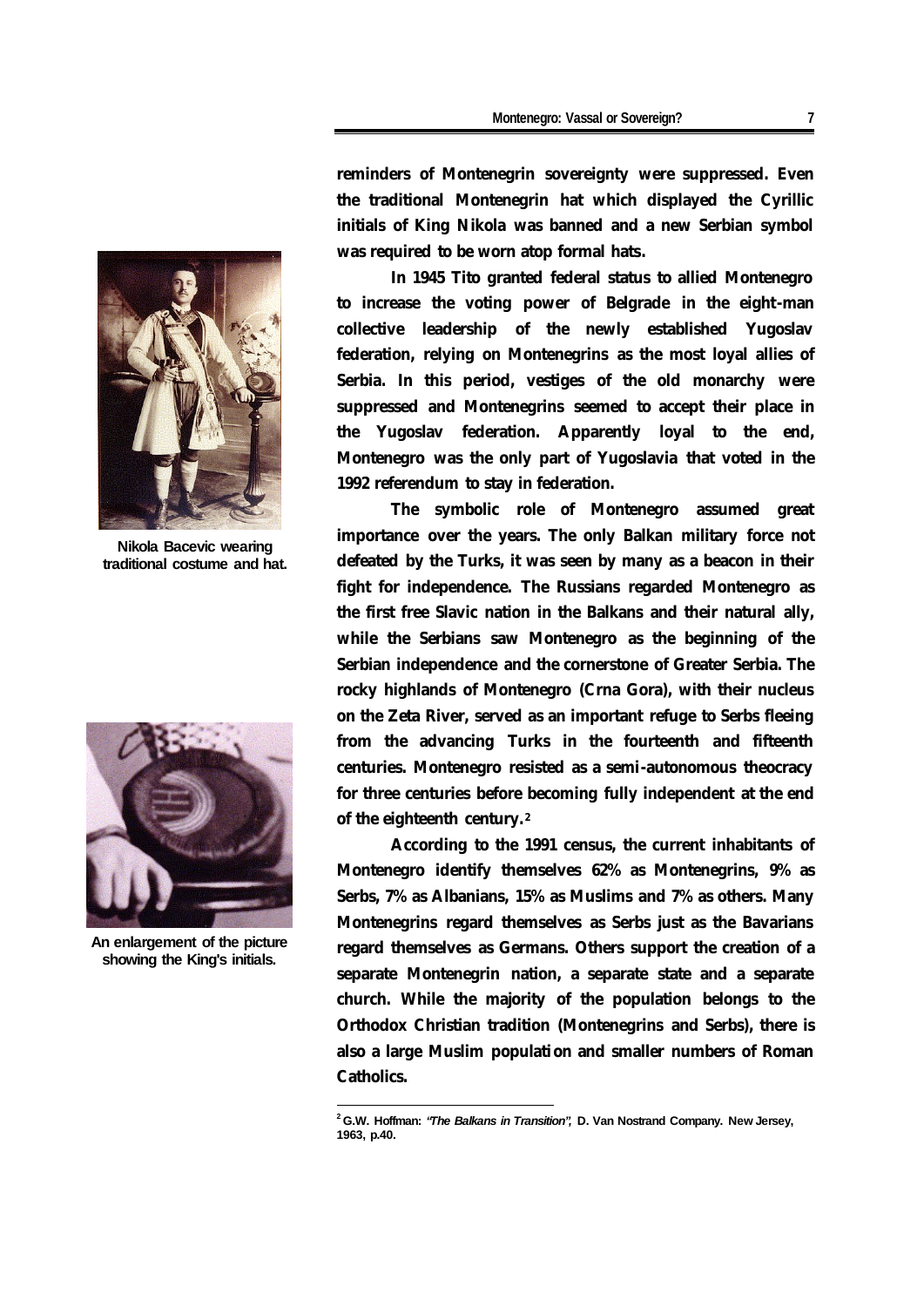reminders of Montenegrin sovereignty were suppressed. Even the traditional Montenegrin hat which displayed the Cyrillic initials of King Nikola was banned and a new Serbian symbol was required to be worn atop formal hats.

Nikola Bacevic wearing traditional costume and hat.

An enlargement of the picture showing the King's initials.

In 1945 Tito granted federal status to allied Montenegro to increase the voting power of Belgrade in the eight-man collective leadership of the newly established Yugoslav federation, relying on Montenegrins as the most loyal allies of Serbia. In this period, vestiges of the old monarchy were suppressed and Montenegrins seemed to accept their place in the Yugoslav federation. Apparently loyal to the end, Montenegro was the only part of Yugoslavia that voted in the 1992 referendum to stay in federation.

The symbolic role of Montenegro assumed great importance over the years. The only Balkan military force not defeated by the Turks, it was seen by many as a beacon in their fight for independence. The Russians regarded Montenegro as the first free Slavic nation in the Balkans and their natural ally, while the Serbians saw Montenegro as the beginning of the Serbian independence and the cornerstone of Greater Serbia. The rocky highlands of Montenegro (Crna Gora), with their nucleus on the Zeta River, served as an important refuge to Serbs fleeing from the advancing Turks in the fourteenth and fifteenth centuries. Montenegro resisted as a semi-autonomous theocracy for three centuries before becoming fully independent at the end of the eighteenth century.[2]

According to the 1991 census, the current inhabitants of Montenegro identify themselves 62% as Montenegrins, 9% as Serbs, 7% as Albanians, 15% as Muslims and 7% as others. Many Montenegrins regard themselves as Serbs just as the Bavarians regard themselves as Germans. Others support the creation of a separate Montenegrin nation, a separate state and a separate church. While the majority of the population belongs to the Orthodox Christian tradition (Montenegrins and Serbs), there is also a large Muslim population and smaller numbers of Roman Catholics.

---

[2] G.W. Hoffman: *"The Balkans in Transition"*, D. Van Nostrand Company. New Jersey, 1963, p.40.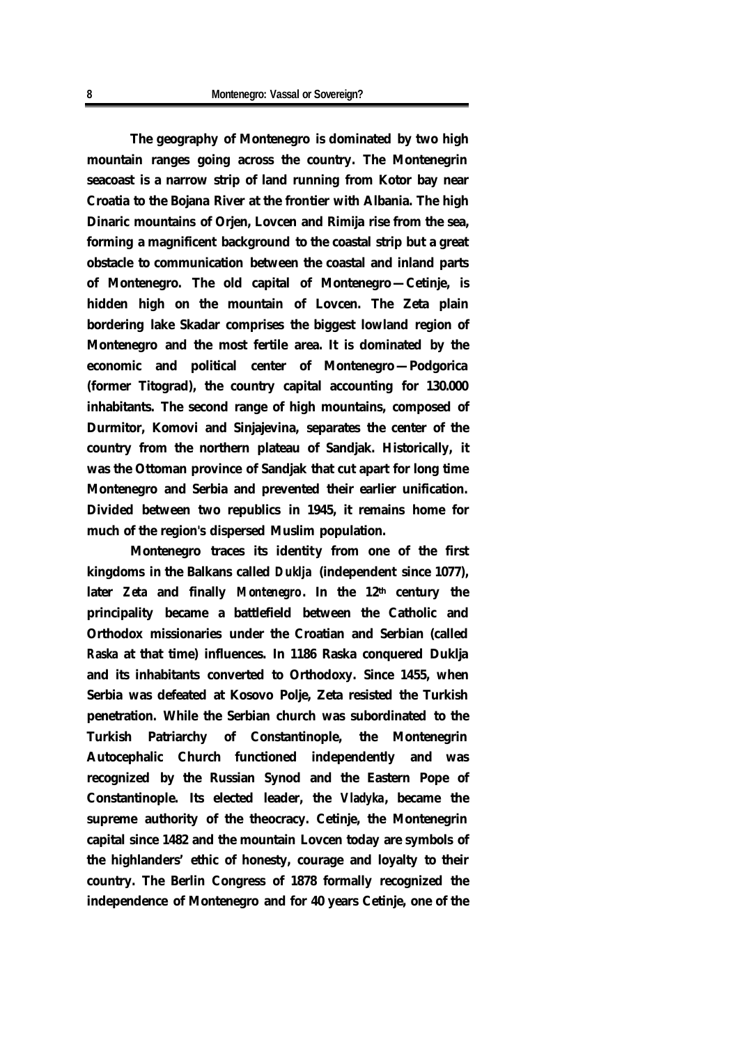The geography of Montenegro is dominated by two high mountain ranges going across the country. The Montenegrin seacoast is a narrow strip of land running from Kotor bay near Croatia to the Bojana River at the frontier with Albania. The high Dinaric mountains of Orjen, Lovcen and Rimija rise from the sea, forming a magnificent background to the coastal strip but a great obstacle to communication between the coastal and inland parts of Montenegro. The old capital of Montenegro—Cetinje, is hidden high on the mountain of Lovcen. The Zeta plain bordering lake Skadar comprises the biggest lowland region of Montenegro and the most fertile area. It is dominated by the economic and political center of Montenegro—Podgorica (former Titograd), the country capital accounting for 130.000 inhabitants. The second range of high mountains, composed of Durmitor, Komovi and Sinjajevina, separates the center of the country from the northern plateau of Sandjak. Historically, it was the Ottoman province of Sandjak that cut apart for long time Montenegro and Serbia and prevented their earlier unification. Divided between two republics in 1945, it remains home for much of the region's dispersed Muslim population.

Montenegro traces its identity from one of the first kingdoms in the Balkans called *Duklja* (independent since 1077), later *Zeta* and finally *Montenegro*. In the 12th century the principality became a battlefield between the Catholic and Orthodox missionaries under the Croatian and Serbian (called *Raska* at that time) influences. In 1186 Raska conquered Duklja and its inhabitants converted to Orthodoxy. Since 1455, when Serbia was defeated at Kosovo Polje, Zeta resisted the Turkish penetration. While the Serbian church was subordinated to the Turkish Patriarchy of Constantinople, the Montenegrin Autocephalic Church functioned independently and was recognized by the Russian Synod and the Eastern Pope of Constantinople. Its elected leader, the *Vladyka*, became the supreme authority of the theocracy. Cetinje, the Montenegrin capital since 1482 and the mountain Lovcen today are symbols of the highlanders' ethic of honesty, courage and loyalty to their country. The Berlin Congress of 1878 formally recognized the independence of Montenegro and for 40 years Cetinje, one of the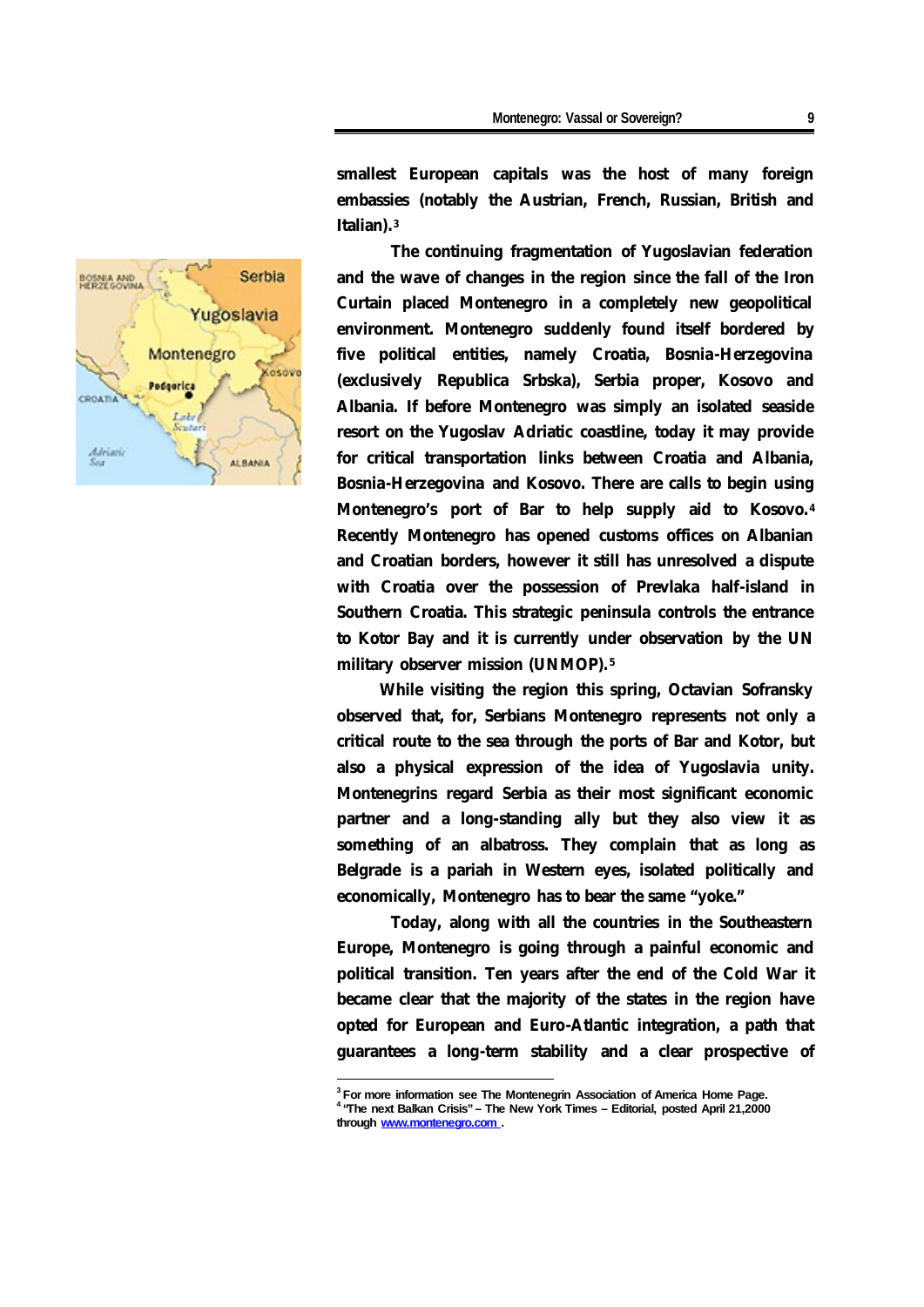smallest European capitals was the host of many foreign embassies (notably the Austrian, French, Russian, British and Italian).[3]

The continuing fragmentation of Yugoslavian federation and the wave of changes in the region since the fall of the Iron Curtain placed Montenegro in a completely new geopolitical environment. Montenegro suddenly found itself bordered by five political entities, namely Croatia, Bosnia-Herzegovina (exclusively Republica Srbska), Serbia proper, Kosovo and Albania. If before Montenegro was simply an isolated seaside resort on the Yugoslav Adriatic coastline, today it may provide for critical transportation links between Croatia and Albania, Bosnia-Herzegovina and Kosovo. There are calls to begin using Montenegro's port of Bar to help supply aid to Kosovo.[4] Recently Montenegro has opened customs offices on Albanian and Croatian borders, however it still has unresolved a dispute with Croatia over the possession of Prevlaka half-island in Southern Croatia. This strategic peninsula controls the entrance to Kotor Bay and it is currently under observation by the UN military observer mission (UNMOP).[5]

While visiting the region this spring, Octavian Sofransky observed that, for, Serbians Montenegro represents not only a critical route to the sea through the ports of Bar and Kotor, but also a physical expression of the idea of Yugoslavia unity. Montenegrins regard Serbia as their most significant economic partner and a long-standing ally but they also view it as something of an albatross. They complain that as long as Belgrade is a pariah in Western eyes, isolated politically and economically, Montenegro has to bear the same "yoke."

Today, along with all the countries in the Southeastern Europe, Montenegro is going through a painful economic and political transition. Ten years after the end of the Cold War it became clear that the majority of the states in the region have opted for European and Euro-Atlantic integration, a path that guarantees a long-term stability and a clear prospective of

---

[3] For more information see The Montenegrin Association of America Home Page.

[4] "The next Balkan Crisis" – The New York Times – Editorial, posted April 21,2000 through www.montenegro.com .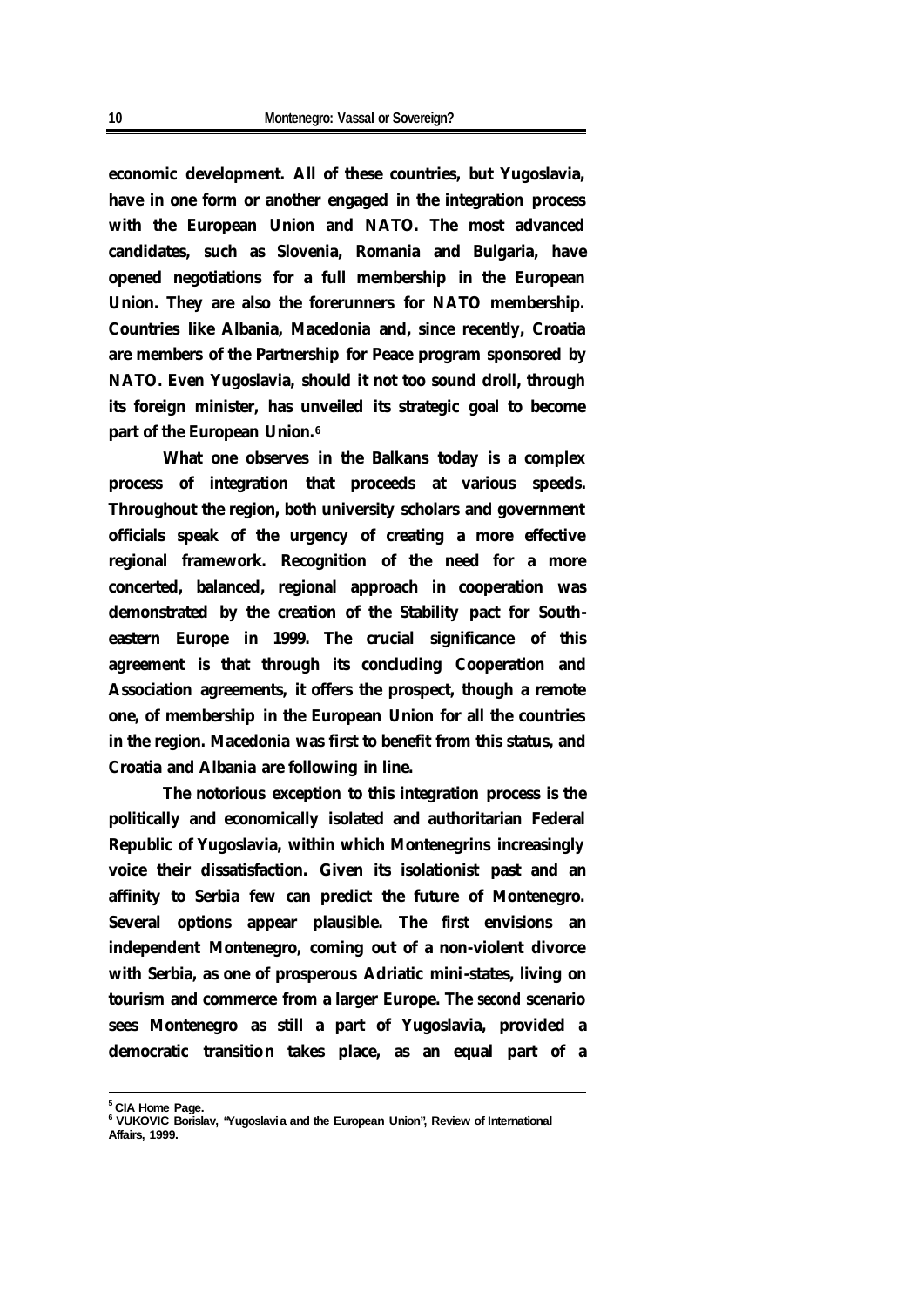economic development. All of these countries, but Yugoslavia, have in one form or another engaged in the integration process with the European Union and NATO. The most advanced candidates, such as Slovenia, Romania and Bulgaria, have opened negotiations for a full membership in the European Union. They are also the forerunners for NATO membership. Countries like Albania, Macedonia and, since recently, Croatia are members of the Partnership for Peace program sponsored by NATO. Even Yugoslavia, should it not too sound droll, through its foreign minister, has unveiled its strategic goal to become part of the European Union.[6]

What one observes in the Balkans today is a complex process of integration that proceeds at various speeds. Throughout the region, both university scholars and government officials speak of the urgency of creating a more effective regional framework. Recognition of the need for a more concerted, balanced, regional approach in cooperation was demonstrated by the creation of the Stability pact for South-eastern Europe in 1999. The crucial significance of this agreement is that through its concluding Cooperation and Association agreements, it offers the prospect, though a remote one, of membership in the European Union for all the countries in the region. Macedonia was first to benefit from this status, and Croatia and Albania are following in line.

The notorious exception to this integration process is the politically and economically isolated and authoritarian Federal Republic of Yugoslavia, within which Montenegrins increasingly voice their dissatisfaction. Given its isolationist past and an affinity to Serbia few can predict the future of Montenegro. Several options appear plausible. The *first* envisions an independent Montenegro, coming out of a non-violent divorce with Serbia, as one of prosperous Adriatic mini-states, living on tourism and commerce from a larger Europe. The *second* scenario sees Montenegro as still a part of Yugoslavia, provided a democratic transition takes place, as an equal part of a

---

[5] CIA Home Page.

[6] VUKOVIC Borislav, "Yugoslavia and the European Union", Review of International Affairs, 1999.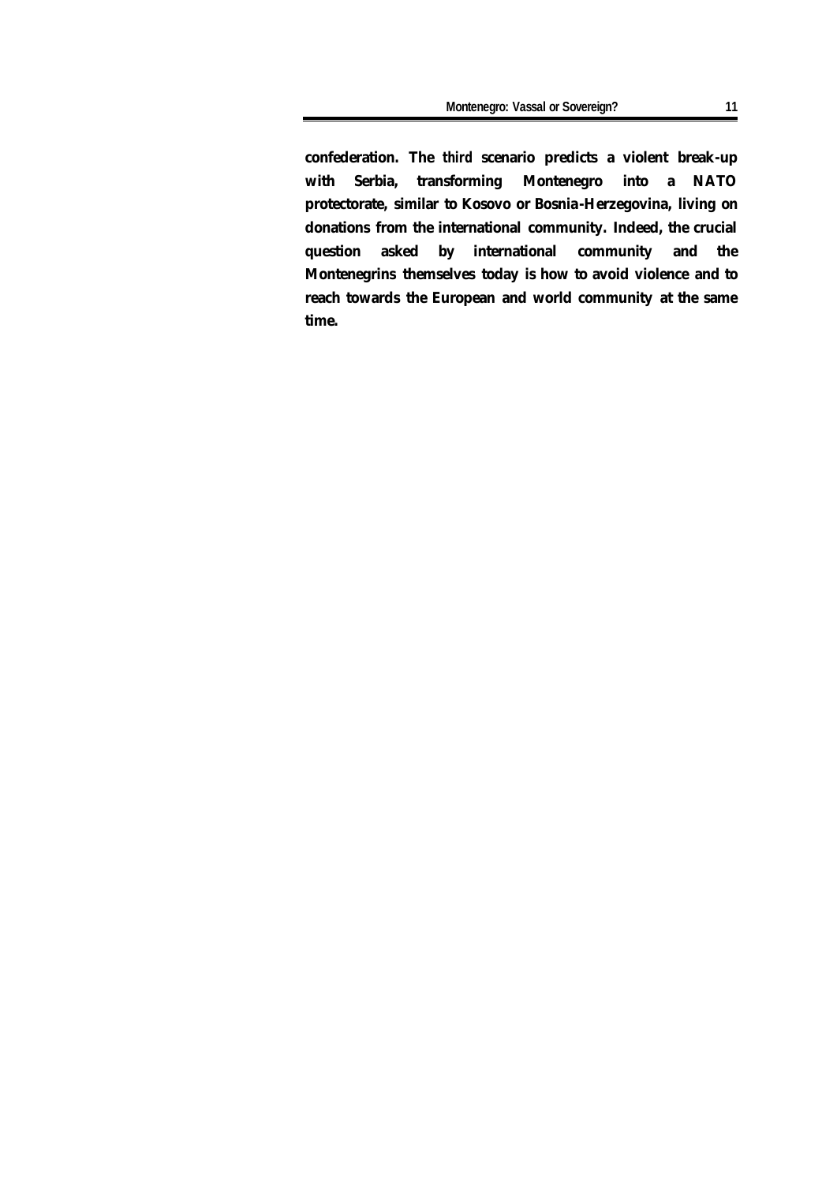**confederation. The third scenario predicts a violent break-up with Serbia, transforming Montenegro into a NATO protectorate, similar to Kosovo or Bosnia-Herzegovina, living on donations from the international community. Indeed, the crucial question asked by international community and the Montenegrins themselves today is how to avoid violence and to reach towards the European and world community at the same time.**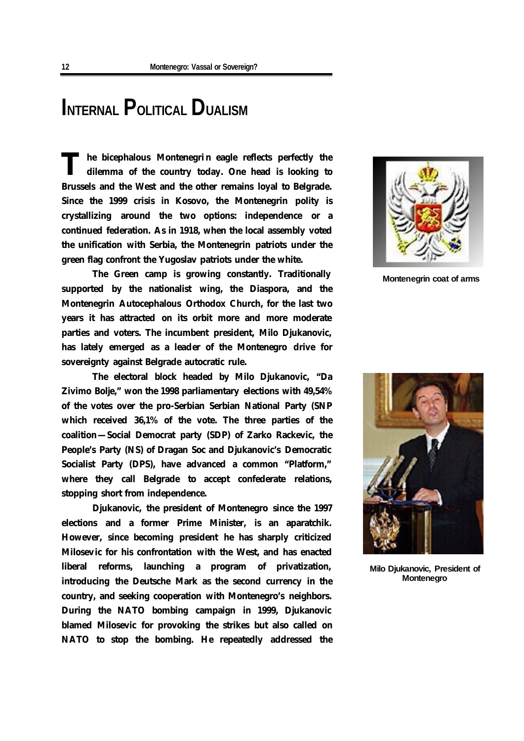# INTERNAL POLITICAL DUALISM

**The bicephalous Montenegrin eagle reflects perfectly the dilemma of the country today. One head is looking to Brussels and the West and the other remains loyal to Belgrade. Since the 1999 crisis in Kosovo, the Montenegrin polity is crystallizing around the two options: independence or a continued federation. As in 1918, when the local assembly voted the unification with Serbia, the Montenegrin patriots under the green flag confront the Yugoslav patriots under the white.**

**The Green camp is growing constantly. Traditionally supported by the nationalist wing, the Diaspora, and the Montenegrin Autocephalous Orthodox Church, for the last two years it has attracted on its orbit more and more moderate parties and voters. The incumbent president, Milo Djukanovic, has lately emerged as a leader of the Montenegro drive for sovereignty against Belgrade autocratic rule.**

**The electoral block headed by Milo Djukanovic, "Da Zivimo Bolje," won the 1998 parliamentary elections with 49,54% of the votes over the pro-Serbian Serbian National Party (SNP which received 36,1% of the vote. The three parties of the coalition—Social Democrat party (SDP) of Zarko Rackevic, the People's Party (NS) of Dragan Soc and Djukanovic's Democratic Socialist Party (DPS), have advanced a common "Platform," where they call Belgrade to accept confederate relations, stopping short from independence.**

**Djukanovic, the president of Montenegro since the 1997 elections and a former Prime Minister, is an aparatchik. However, since becoming president he has sharply criticized Milosevic for his confrontation with the West, and has enacted liberal reforms, launching a program of privatization, introducing the Deutsche Mark as the second currency in the country, and seeking cooperation with Montenegro's neighbors. During the NATO bombing campaign in 1999, Djukanovic blamed Milosevic for provoking the strikes but also called on NATO to stop the bombing. He repeatedly addressed the**

Montenegrin coat of arms

Milo Djukanovic, President of Montenegro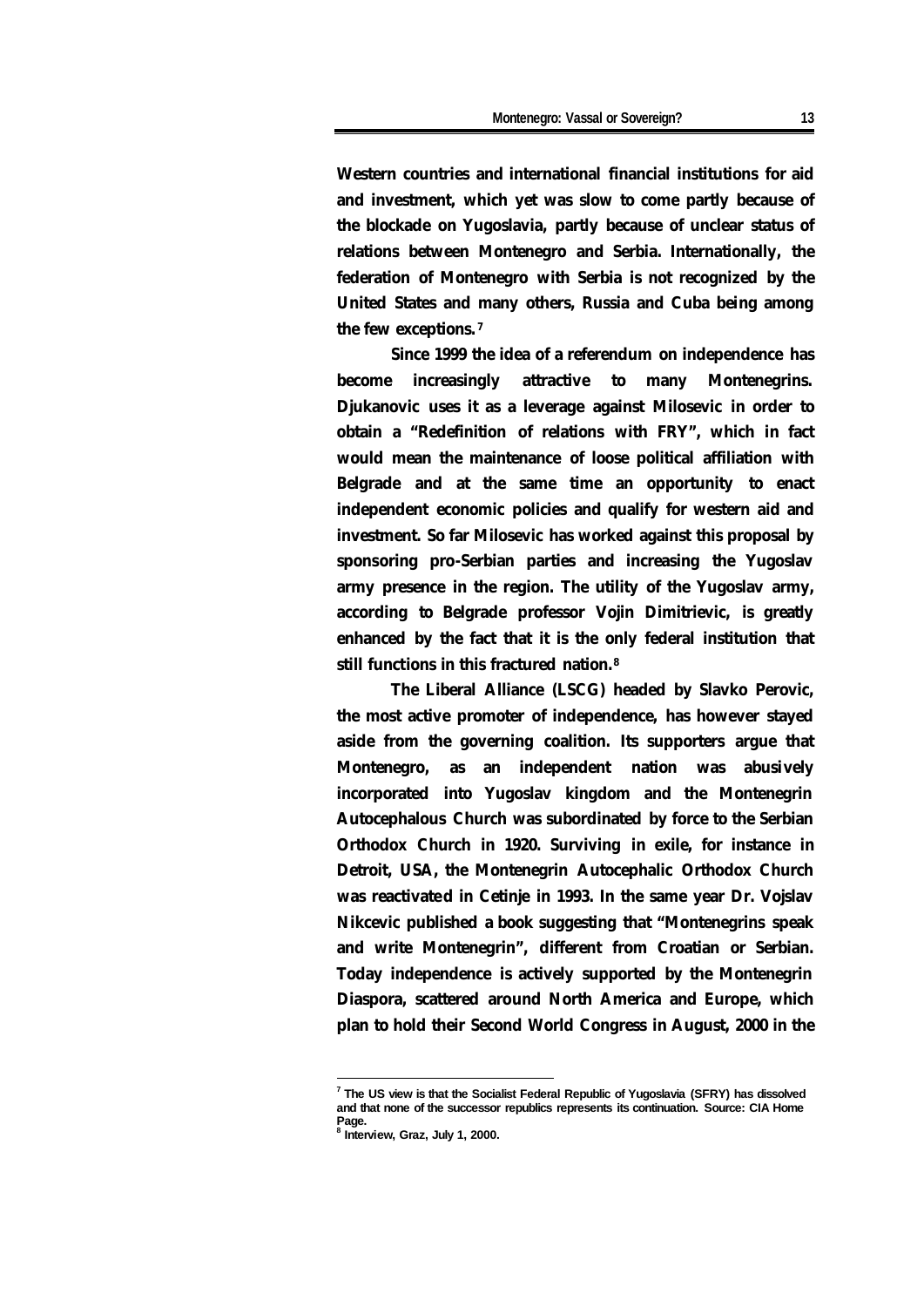Western countries and international financial institutions for aid and investment, which yet was slow to come partly because of the blockade on Yugoslavia, partly because of unclear status of relations between Montenegro and Serbia. Internationally, the federation of Montenegro with Serbia is not recognized by the United States and many others, Russia and Cuba being among the few exceptions.[7]

Since 1999 the idea of a referendum on independence has become increasingly attractive to many Montenegrins. Djukanovic uses it as a leverage against Milosevic in order to obtain a "Redefinition of relations with FRY", which in fact would mean the maintenance of loose political affiliation with Belgrade and at the same time an opportunity to enact independent economic policies and qualify for western aid and investment. So far Milosevic has worked against this proposal by sponsoring pro-Serbian parties and increasing the Yugoslav army presence in the region. The utility of the Yugoslav army, according to Belgrade professor Vojin Dimitrievic, is greatly enhanced by the fact that it is the only federal institution that still functions in this fractured nation.[8]

The Liberal Alliance (LSCG) headed by Slavko Perovic, the most active promoter of independence, has however stayed aside from the governing coalition. Its supporters argue that Montenegro, as an independent nation was abusively incorporated into Yugoslav kingdom and the Montenegrin Autocephalous Church was subordinated by force to the Serbian Orthodox Church in 1920. Surviving in exile, for instance in Detroit, USA, the Montenegrin Autocephalic Orthodox Church was reactivated in Cetinje in 1993. In the same year Dr. Vojslav Nikcevic published a book suggesting that "Montenegrins speak and write Montenegrin", different from Croatian or Serbian. Today independence is actively supported by the Montenegrin Diaspora, scattered around North America and Europe, which plan to hold their Second World Congress in August, 2000 in the

---

[7] The US view is that the Socialist Federal Republic of Yugoslavia (SFRY) has dissolved and that none of the successor republics represents its continuation. Source: CIA Home Page.

[8] Interview, Graz, July 1, 2000.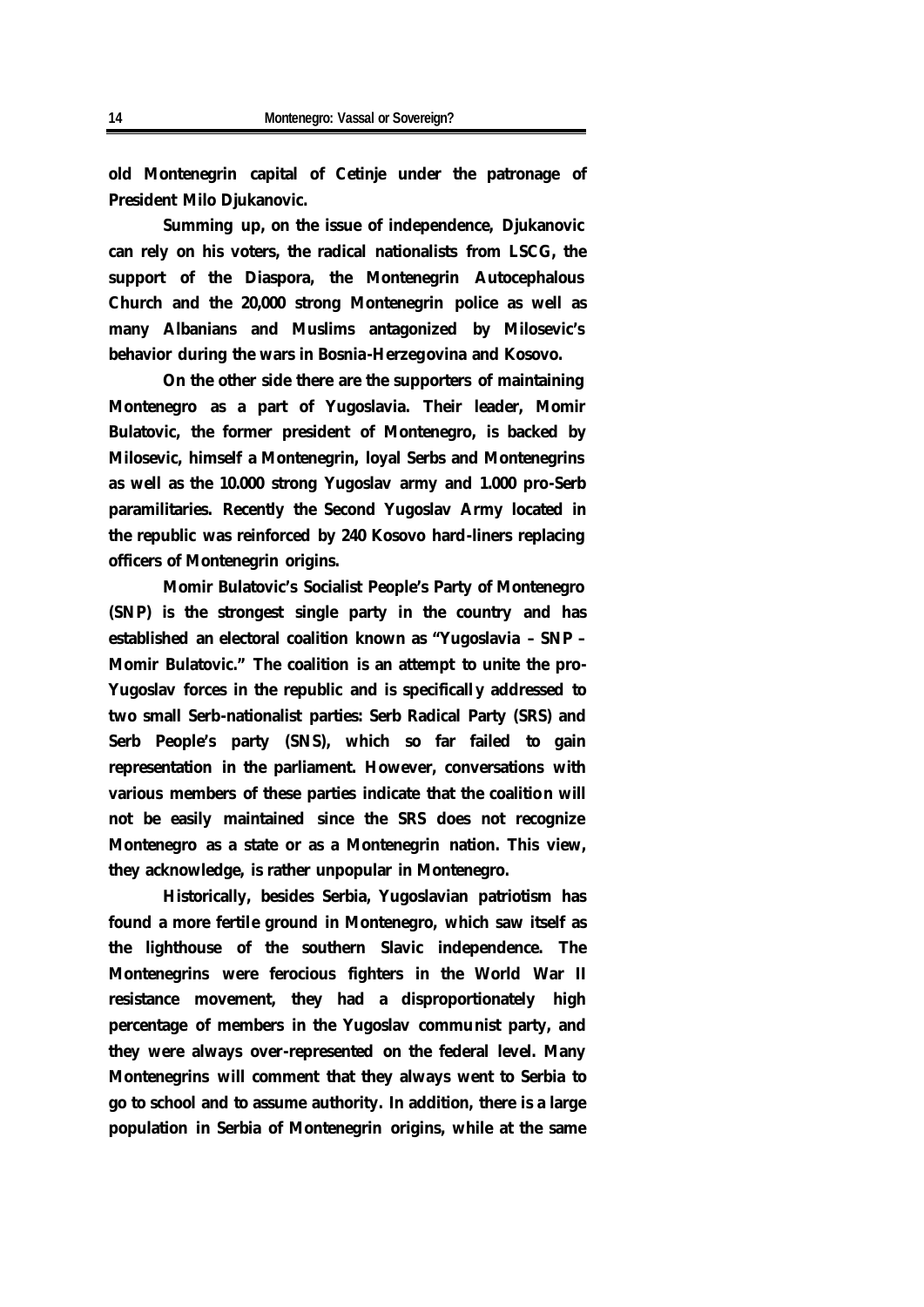old Montenegrin capital of Cetinje under the patronage of President Milo Djukanovic.

Summing up, on the issue of independence, Djukanovic can rely on his voters, the radical nationalists from LSCG, the support of the Diaspora, the Montenegrin Autocephalous Church and the 20,000 strong Montenegrin police as well as many Albanians and Muslims antagonized by Milosevic's behavior during the wars in Bosnia-Herzegovina and Kosovo.

On the other side there are the supporters of maintaining Montenegro as a part of Yugoslavia. Their leader, Momir Bulatovic, the former president of Montenegro, is backed by Milosevic, himself a Montenegrin, loyal Serbs and Montenegrins as well as the 10.000 strong Yugoslav army and 1.000 pro-Serb paramilitaries. Recently the Second Yugoslav Army located in the republic was reinforced by 240 Kosovo hard-liners replacing officers of Montenegrin origins.

Momir Bulatovic's Socialist People's Party of Montenegro (SNP) is the strongest single party in the country and has established an electoral coalition known as "Yugoslavia – SNP – Momir Bulatovic." The coalition is an attempt to unite the pro-Yugoslav forces in the republic and is specifically addressed to two small Serb-nationalist parties: Serb Radical Party (SRS) and Serb People's party (SNS), which so far failed to gain representation in the parliament. However, conversations with various members of these parties indicate that the coalition will not be easily maintained since the SRS does not recognize Montenegro as a state or as a Montenegrin nation. This view, they acknowledge, is rather unpopular in Montenegro.

Historically, besides Serbia, Yugoslavian patriotism has found a more fertile ground in Montenegro, which saw itself as the lighthouse of the southern Slavic independence. The Montenegrins were ferocious fighters in the World War II resistance movement, they had a disproportionately high percentage of members in the Yugoslav communist party, and they were always over-represented on the federal level. Many Montenegrins will comment that they always went to Serbia to go to school and to assume authority. In addition, there is a large population in Serbia of Montenegrin origins, while at the same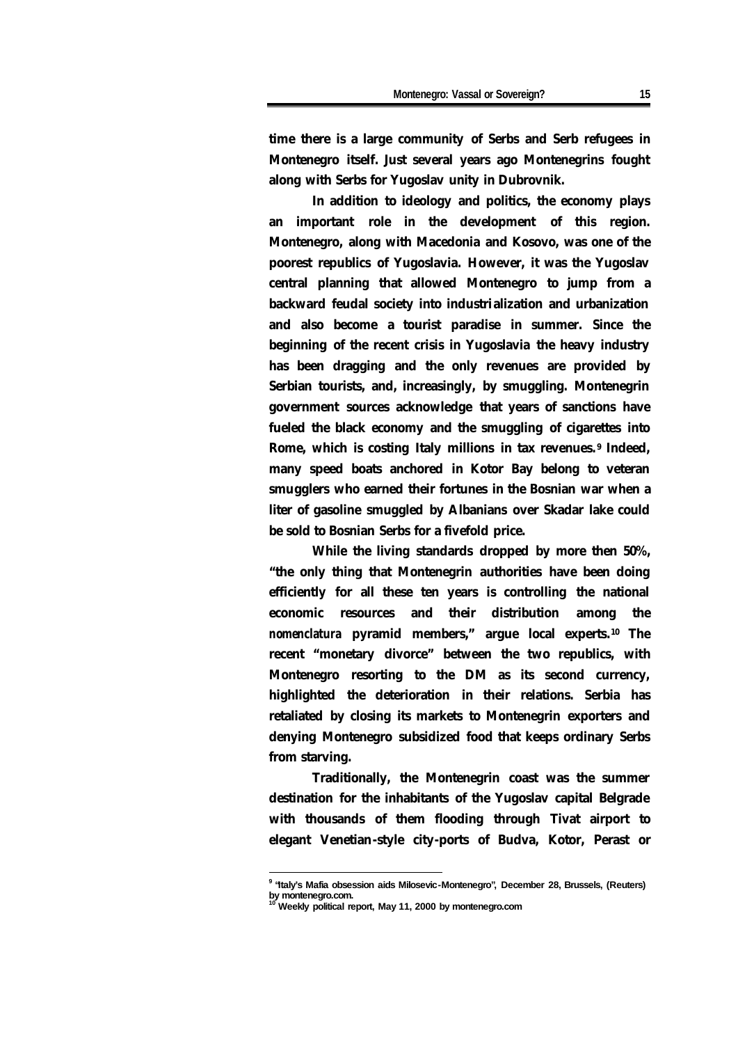time there is a large community of Serbs and Serb refugees in Montenegro itself. Just several years ago Montenegrins fought along with Serbs for Yugoslav unity in Dubrovnik.

In addition to ideology and politics, the economy plays an important role in the development of this region. Montenegro, along with Macedonia and Kosovo, was one of the poorest republics of Yugoslavia. However, it was the Yugoslav central planning that allowed Montenegro to jump from a backward feudal society into industrialization and urbanization and also become a tourist paradise in summer. Since the beginning of the recent crisis in Yugoslavia the heavy industry has been dragging and the only revenues are provided by Serbian tourists, and, increasingly, by smuggling. Montenegrin government sources acknowledge that years of sanctions have fueled the black economy and the smuggling of cigarettes into Rome, which is costing Italy millions in tax revenues.[9] Indeed, many speed boats anchored in Kotor Bay belong to veteran smugglers who earned their fortunes in the Bosnian war when a liter of gasoline smuggled by Albanians over Skadar lake could be sold to Bosnian Serbs for a fivefold price.

While the living standards dropped by more then 50%, "the only thing that Montenegrin authorities have been doing efficiently for all these ten years is controlling the national economic resources and their distribution among the *nomenclatura* pyramid members," argue local experts.[10] The recent "monetary divorce" between the two republics, with Montenegro resorting to the DM as its second currency, highlighted the deterioration in their relations. Serbia has retaliated by closing its markets to Montenegrin exporters and denying Montenegro subsidized food that keeps ordinary Serbs from starving.

Traditionally, the Montenegrin coast was the summer destination for the inhabitants of the Yugoslav capital Belgrade with thousands of them flooding through Tivat airport to elegant Venetian-style city-ports of Budva, Kotor, Perast or

---

[9] "Italy's Mafia obsession aids Milosevic-Montenegro", December 28, Brussels, (Reuters) by montenegro.com.

[10] Weekly political report, May 11, 2000 by montenegro.com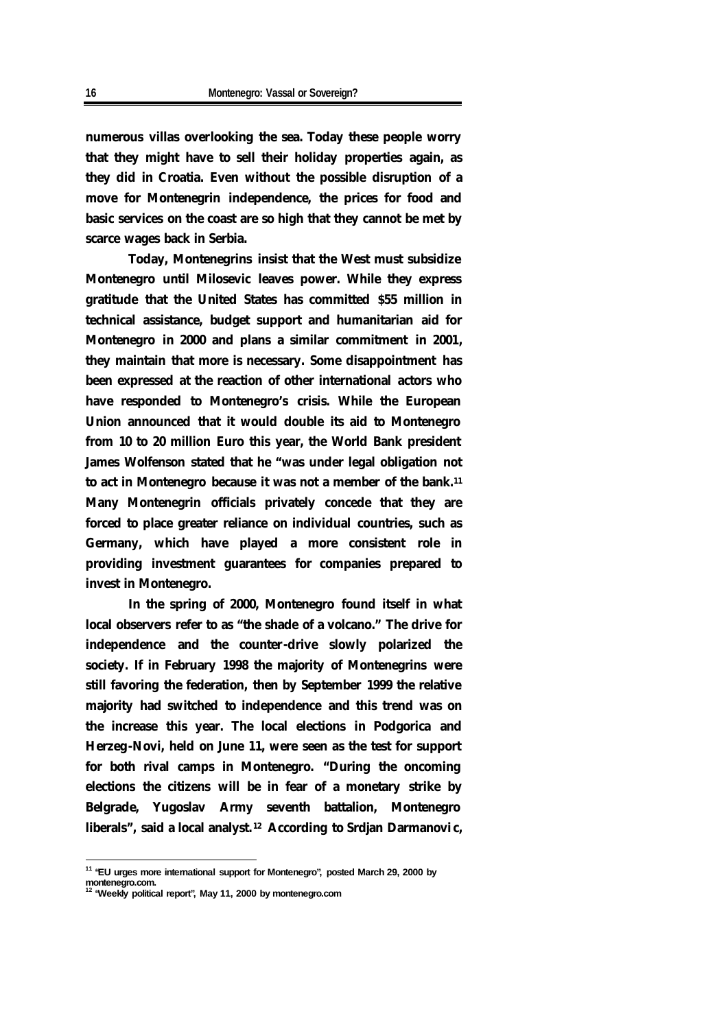numerous villas overlooking the sea. Today these people worry that they might have to sell their holiday properties again, as they did in Croatia. Even without the possible disruption of a move for Montenegrin independence, the prices for food and basic services on the coast are so high that they cannot be met by scarce wages back in Serbia.

Today, Montenegrins insist that the West must subsidize Montenegro until Milosevic leaves power. While they express gratitude that the United States has committed $55 million in technical assistance, budget support and humanitarian aid for Montenegro in 2000 and plans a similar commitment in 2001, they maintain that more is necessary. Some disappointment has been expressed at the reaction of other international actors who have responded to Montenegro's crisis. While the European Union announced that it would double its aid to Montenegro from 10 to 20 million Euro this year, the World Bank president James Wolfenson stated that he "was under legal obligation not to act in Montenegro because it was not a member of the bank.[11] Many Montenegrin officials privately concede that they are forced to place greater reliance on individual countries, such as Germany, which have played a more consistent role in providing investment guarantees for companies prepared to invest in Montenegro.

In the spring of 2000, Montenegro found itself in what local observers refer to as "the shade of a volcano." The drive for independence and the counter-drive slowly polarized the society. If in February 1998 the majority of Montenegrins were still favoring the federation, then by September 1999 the relative majority had switched to independence and this trend was on the increase this year. The local elections in Podgorica and Herzeg-Novi, held on June 11, were seen as the test for support for both rival camps in Montenegro. "During the oncoming elections the citizens will be in fear of a monetary strike by Belgrade, Yugoslav Army seventh battalion, Montenegro liberals", said a local analyst.[12] According to Srdjan Darmanovic,

---

[11] "EU urges more international support for Montenegro", posted March 29, 2000 by montenegro.com.

[12] "Weekly political report", May 11, 2000 by montenegro.com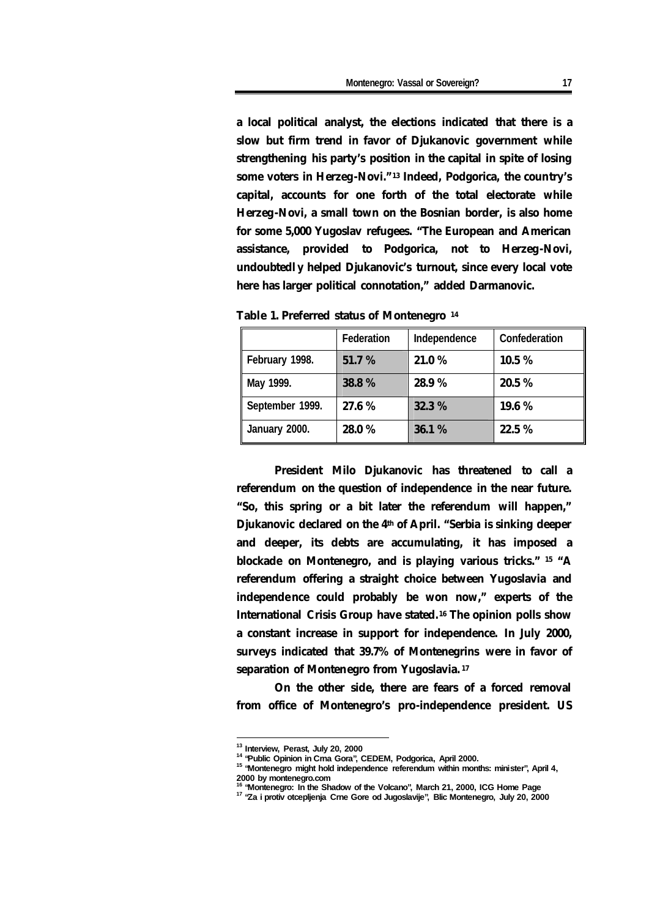**a local political analyst, the elections indicated that there is a slow but firm trend in favor of Djukanovic government while strengthening his party's position in the capital in spite of losing some voters in Herzeg-Novi."[13] Indeed, Podgorica, the country's capital, accounts for one forth of the total electorate while Herzeg-Novi, a small town on the Bosnian border, is also home for some 5,000 Yugoslav refugees. "The European and American assistance, provided to Podgorica, not to Herzeg-Novi, undoubtedly helped Djukanovic's turnout, since every local vote here has larger political connotation," added Darmanovic.**

**Table 1. Preferred status of Montenegro [14]**

| | Federation | Independence | Confederation |
|---|---|---|---|
| February 1998. | 51.7 % | 21.0 % | 10.5 % |
| May 1999. | 38.8 % | 28.9 % | 20.5 % |
| September 1999. | 27.6 % | 32.3 % | 19.6 % |
| January 2000. | 28.0 % | 36.1 % | 22.5 % |

**President Milo Djukanovic has threatened to call a referendum on the question of independence in the near future. "So, this spring or a bit later the referendum will happen," Djukanovic declared on the 4th of April. "Serbia is sinking deeper and deeper, its debts are accumulating, it has imposed a blockade on Montenegro, and is playing various tricks." [15] "A referendum offering a straight choice between Yugoslavia and independence could probably be won now," experts of the International Crisis Group have stated.[16] The opinion polls show a constant increase in support for independence. In July 2000, surveys indicated that 39.7% of Montenegrins were in favor of separation of Montenegro from Yugoslavia.[17]**

**On the other side, there are fears of a forced removal from office of Montenegro's pro-independence president. US**

---

[13] Interview, Perast, July 20, 2000

[14] "Public Opinion in Crna Gora", CEDEM, Podgorica, April 2000.

[15] "Montenegro might hold independence referendum within months: minister", April 4, 2000 by montenegro.com

[16] "Montenegro: In the Shadow of the Volcano", March 21, 2000, ICG Home Page

[17] "Za i protiv otcepljenja Crne Gore od Jugoslavije", Blic Montenegro, July 20, 2000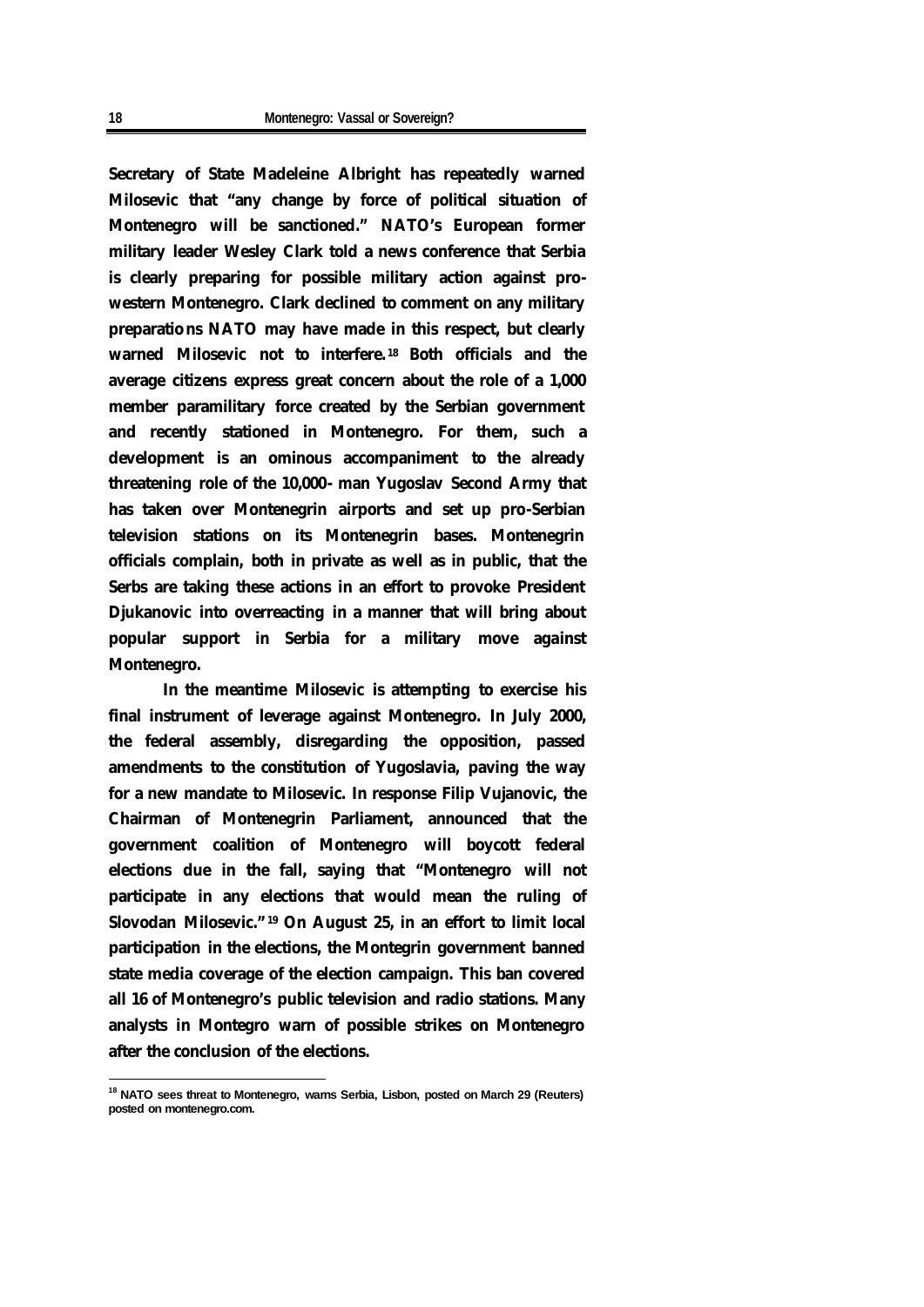**Secretary of State Madeleine Albright has repeatedly warned Milosevic that "any change by force of political situation of Montenegro will be sanctioned." NATO's European former military leader Wesley Clark told a news conference that Serbia is clearly preparing for possible military action against pro-western Montenegro. Clark declined to comment on any military preparations NATO may have made in this respect, but clearly warned Milosevic not to interfere.[18] Both officials and the average citizens express great concern about the role of a 1,000 member paramilitary force created by the Serbian government and recently stationed in Montenegro. For them, such a development is an ominous accompaniment to the already threatening role of the 10,000- man Yugoslav Second Army that has taken over Montenegrin airports and set up pro-Serbian television stations on its Montenegrin bases. Montenegrin officials complain, both in private as well as in public, that the Serbs are taking these actions in an effort to provoke President Djukanovic into overreacting in a manner that will bring about popular support in Serbia for a military move against Montenegro.**

**In the meantime Milosevic is attempting to exercise his final instrument of leverage against Montenegro. In July 2000, the federal assembly, disregarding the opposition, passed amendments to the constitution of Yugoslavia, paving the way for a new mandate to Milosevic. In response Filip Vujanovic, the Chairman of Montenegrin Parliament, announced that the government coalition of Montenegro will boycott federal elections due in the fall, saying that "Montenegro will not participate in any elections that would mean the ruling of Slovodan Milosevic."[19] On August 25, in an effort to limit local participation in the elections, the Montegrin government banned state media coverage of the election campaign. This ban covered all 16 of Montenegro's public television and radio stations. Many analysts in Montegro warn of possible strikes on Montenegro after the conclusion of the elections.**

---

[18] NATO sees threat to Montenegro, warns Serbia, Lisbon, posted on March 29 (Reuters) posted on montenegro.com.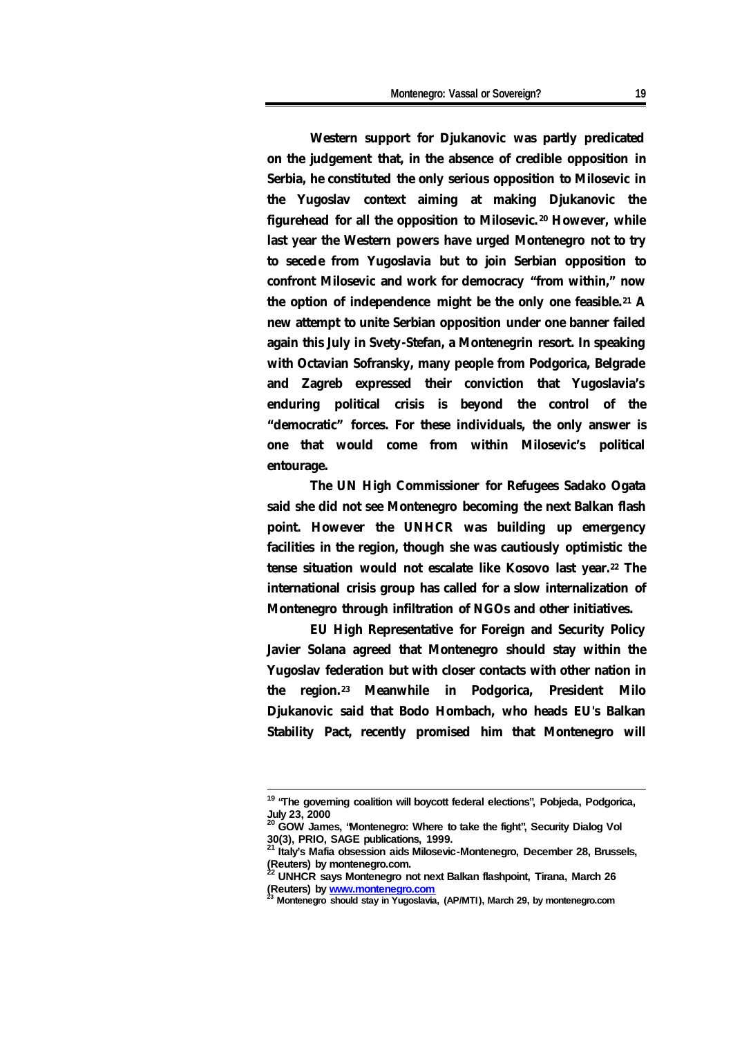Western support for Djukanovic was partly predicated on the judgement that, in the absence of credible opposition in Serbia, he constituted the only serious opposition to Milosevic in the Yugoslav context aiming at making Djukanovic the figurehead for all the opposition to Milosevic.[20] However, while last year the Western powers have urged Montenegro not to try to secede from Yugoslavia but to join Serbian opposition to confront Milosevic and work for democracy "from within," now the option of independence might be the only one feasible.[21] A new attempt to unite Serbian opposition under one banner failed again this July in Svety-Stefan, a Montenegrin resort. In speaking with Octavian Sofransky, many people from Podgorica, Belgrade and Zagreb expressed their conviction that Yugoslavia's enduring political crisis is beyond the control of the "democratic" forces. For these individuals, the only answer is one that would come from within Milosevic's political entourage.

The UN High Commissioner for Refugees Sadako Ogata said she did not see Montenegro becoming the next Balkan flash point. However the UNHCR was building up emergency facilities in the region, though she was cautiously optimistic the tense situation would not escalate like Kosovo last year.[22] The international crisis group has called for a slow internalization of Montenegro through infiltration of NGOs and other initiatives.

EU High Representative for Foreign and Security Policy Javier Solana agreed that Montenegro should stay within the Yugoslav federation but with closer contacts with other nation in the region.[23] Meanwhile in Podgorica, President Milo Djukanovic said that Bodo Hombach, who heads EU's Balkan Stability Pact, recently promised him that Montenegro will

---

[19] "The governing coalition will boycott federal elections", Pobjeda, Podgorica, July 23, 2000

[20] GOW James, "Montenegro: Where to take the fight", Security Dialog Vol 30(3), PRIO, SAGE publications, 1999.

[21] Italy's Mafia obsession aids Milosevic-Montenegro, December 28, Brussels, (Reuters) by montenegro.com.

[22] UNHCR says Montenegro not next Balkan flashpoint, Tirana, March 26 (Reuters) by www.montenegro.com

[23] Montenegro should stay in Yugoslavia, (AP/MTI), March 29, by montenegro.com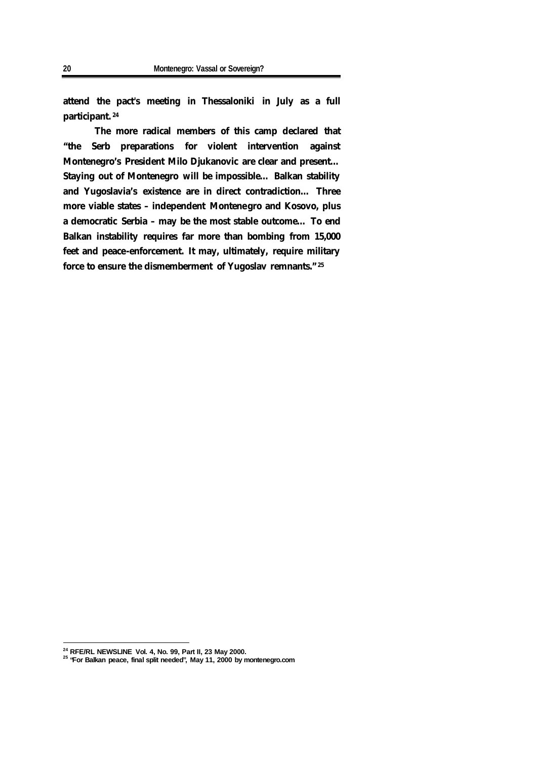attend the pact's meeting in Thessaloniki in July as a full participant.[24]

The more radical members of this camp declared that "the Serb preparations for violent intervention against Montenegro's President Milo Djukanovic are clear and present... Staying out of Montenegro will be impossible... Balkan stability and Yugoslavia's existence are in direct contradiction... Three more viable states – independent Montenegro and Kosovo, plus a democratic Serbia – may be the most stable outcome... To end Balkan instability requires far more than bombing from 15,000 feet and peace-enforcement. It may, ultimately, require military force to ensure the dismemberment of Yugoslav remnants."[25]

---

[24] RFE/RL NEWSLINE Vol. 4, No. 99, Part II, 23 May 2000.

[25] "For Balkan peace, final split needed", May 11, 2000 by montenegro.com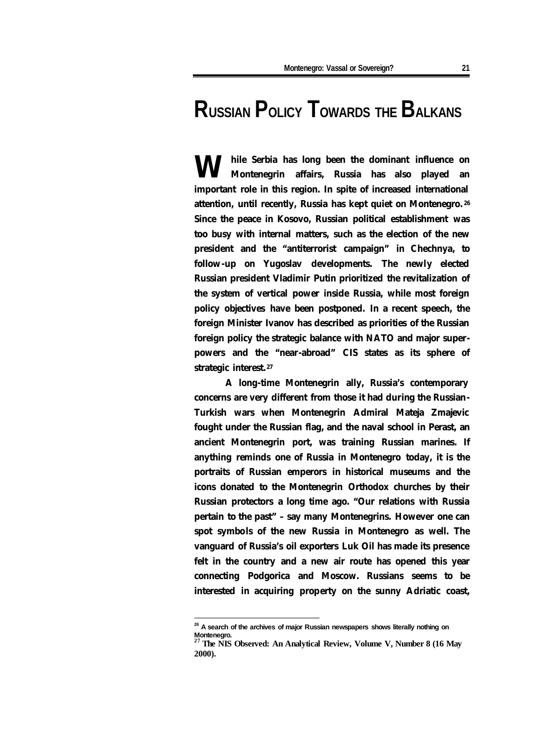# RUSSIAN POLICY TOWARDS THE BALKANS

**While Serbia has long been the dominant influence on Montenegrin affairs, Russia has also played an important role in this region. In spite of increased international attention, until recently, Russia has kept quiet on Montenegro.[26] Since the peace in Kosovo, Russian political establishment was too busy with internal matters, such as the election of the new president and the "antiterrorist campaign" in Chechnya, to follow-up on Yugoslav developments. The newly elected Russian president Vladimir Putin prioritized the revitalization of the system of vertical power inside Russia, while most foreign policy objectives have been postponed. In a recent speech, the foreign Minister Ivanov has described as priorities of the Russian foreign policy the strategic balance with NATO and major super-powers and the "near-abroad" CIS states as its sphere of strategic interest.[27]**

**A long-time Montenegrin ally, Russia's contemporary concerns are very different from those it had during the Russian-Turkish wars when Montenegrin Admiral Mateja Zmajevic fought under the Russian flag, and the naval school in Perast, an ancient Montenegrin port, was training Russian marines. If anything reminds one of Russia in Montenegro today, it is the portraits of Russian emperors in historical museums and the icons donated to the Montenegrin Orthodox churches by their Russian protectors a long time ago. "Our relations with Russia pertain to the past" – say many Montenegrins. However one can spot symbols of the new Russia in Montenegro as well. The vanguard of Russia's oil exporters Luk Oil has made its presence felt in the country and a new air route has opened this year connecting Podgorica and Moscow. Russians seems to be interested in acquiring property on the sunny Adriatic coast,**

---

[26] A search of the archives of major Russian newspapers shows literally nothing on Montenegro.

[27] The NIS Observed: An Analytical Review, Volume V, Number 8 (16 May 2000).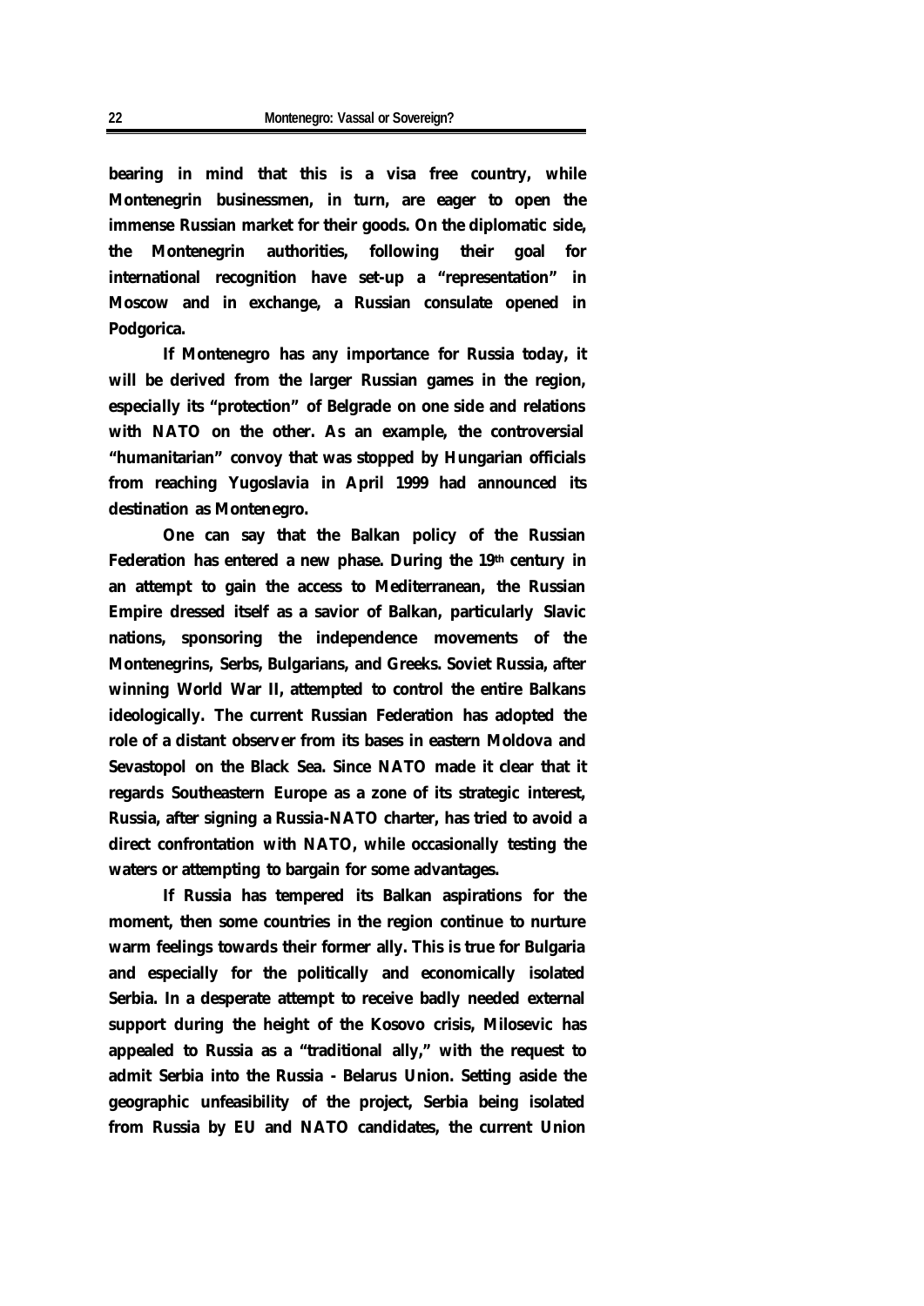bearing in mind that this is a visa free country, while Montenegrin businessmen, in turn, are eager to open the immense Russian market for their goods. On the diplomatic side, the Montenegrin authorities, following their goal for international recognition have set-up a "representation" in Moscow and in exchange, a Russian consulate opened in Podgorica.

If Montenegro has any importance for Russia today, it will be derived from the larger Russian games in the region, especially its "protection" of Belgrade on one side and relations with NATO on the other. As an example, the controversial "humanitarian" convoy that was stopped by Hungarian officials from reaching Yugoslavia in April 1999 had announced its destination as Montenegro.

One can say that the Balkan policy of the Russian Federation has entered a new phase. During the 19th century in an attempt to gain the access to Mediterranean, the Russian Empire dressed itself as a savior of Balkan, particularly Slavic nations, sponsoring the independence movements of the Montenegrins, Serbs, Bulgarians, and Greeks. Soviet Russia, after winning World War II, attempted to control the entire Balkans ideologically. The current Russian Federation has adopted the role of a distant observer from its bases in eastern Moldova and Sevastopol on the Black Sea. Since NATO made it clear that it regards Southeastern Europe as a zone of its strategic interest, Russia, after signing a Russia-NATO charter, has tried to avoid a direct confrontation with NATO, while occasionally testing the waters or attempting to bargain for some advantages.

If Russia has tempered its Balkan aspirations for the moment, then some countries in the region continue to nurture warm feelings towards their former ally. This is true for Bulgaria and especially for the politically and economically isolated Serbia. In a desperate attempt to receive badly needed external support during the height of the Kosovo crisis, Milosevic has appealed to Russia as a "traditional ally," with the request to admit Serbia into the Russia - Belarus Union. Setting aside the geographic unfeasibility of the project, Serbia being isolated from Russia by EU and NATO candidates, the current Union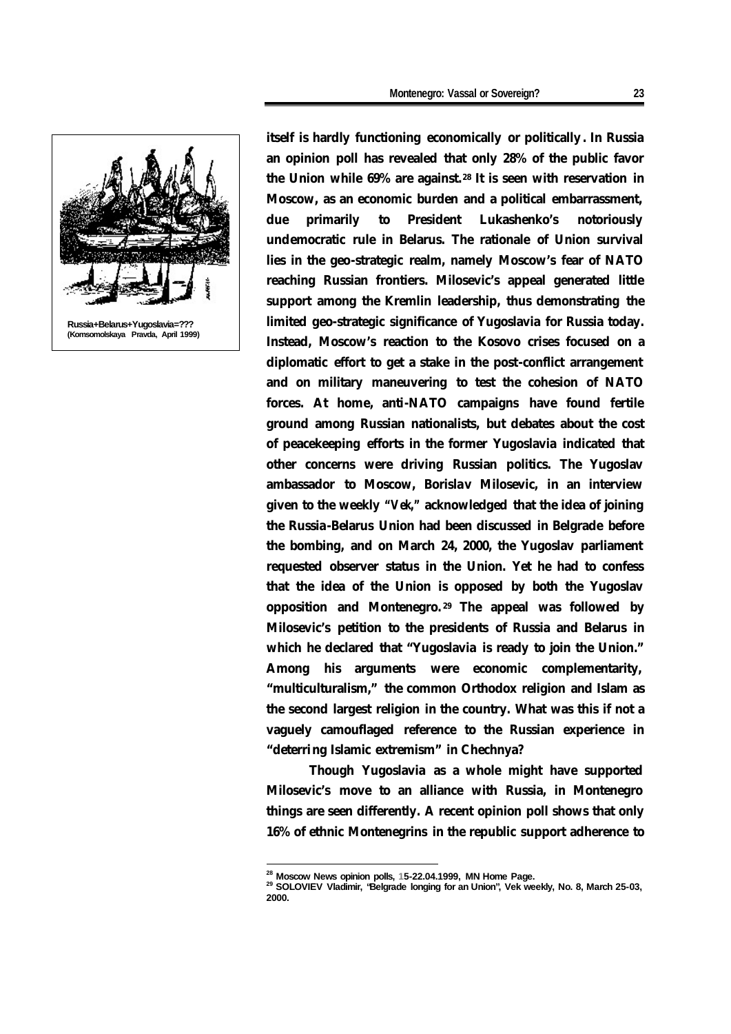Russia+Belarus+Yugoslavia=???
(Komsomolskaya Pravda, April 1999)

**itself is hardly functioning economically or politically. In Russia an opinion poll has revealed that only 28% of the public favor the Union while 69% are against.[28] It is seen with reservation in Moscow, as an economic burden and a political embarrassment, due primarily to President Lukashenko's notoriously undemocratic rule in Belarus. The rationale of Union survival lies in the geo-strategic realm, namely Moscow's fear of NATO reaching Russian frontiers. Milosevic's appeal generated little support among the Kremlin leadership, thus demonstrating the limited geo-strategic significance of Yugoslavia for Russia today. Instead, Moscow's reaction to the Kosovo crises focused on a diplomatic effort to get a stake in the post-conflict arrangement and on military maneuvering to test the cohesion of NATO forces. At home, anti-NATO campaigns have found fertile ground among Russian nationalists, but debates about the cost of peacekeeping efforts in the former Yugoslavia indicated that other concerns were driving Russian politics. The Yugoslav ambassador to Moscow, Borislav Milosevic, in an interview given to the weekly "*Vek*," acknowledged that the idea of joining the Russia-Belarus Union had been discussed in Belgrade before the bombing, and on March 24, 2000, the Yugoslav parliament requested observer status in the Union. Yet he had to confess that the idea of the Union is opposed by both the Yugoslav opposition and Montenegro.[29] The appeal was followed by Milosevic's petition to the presidents of Russia and Belarus in which he declared that "Yugoslavia is ready to join the Union." Among his arguments were economic complementarity, "multiculturalism," the common Orthodox religion and Islam as the second largest religion in the country. What was this if not a vaguely camouflaged reference to the Russian experience in "deterring Islamic extremism" in Chechnya?**

**Though Yugoslavia as a whole might have supported Milosevic's move to an alliance with Russia, in Montenegro things are seen differently. A recent opinion poll shows that only 16% of ethnic Montenegrins in the republic support adherence to**

---

[28] Moscow News opinion polls, 15-22.04.1999, MN Home Page.

[29] SOLOVIEV Vladimir, "Belgrade longing for an Union", Vek weekly, No. 8, March 25-03, 2000.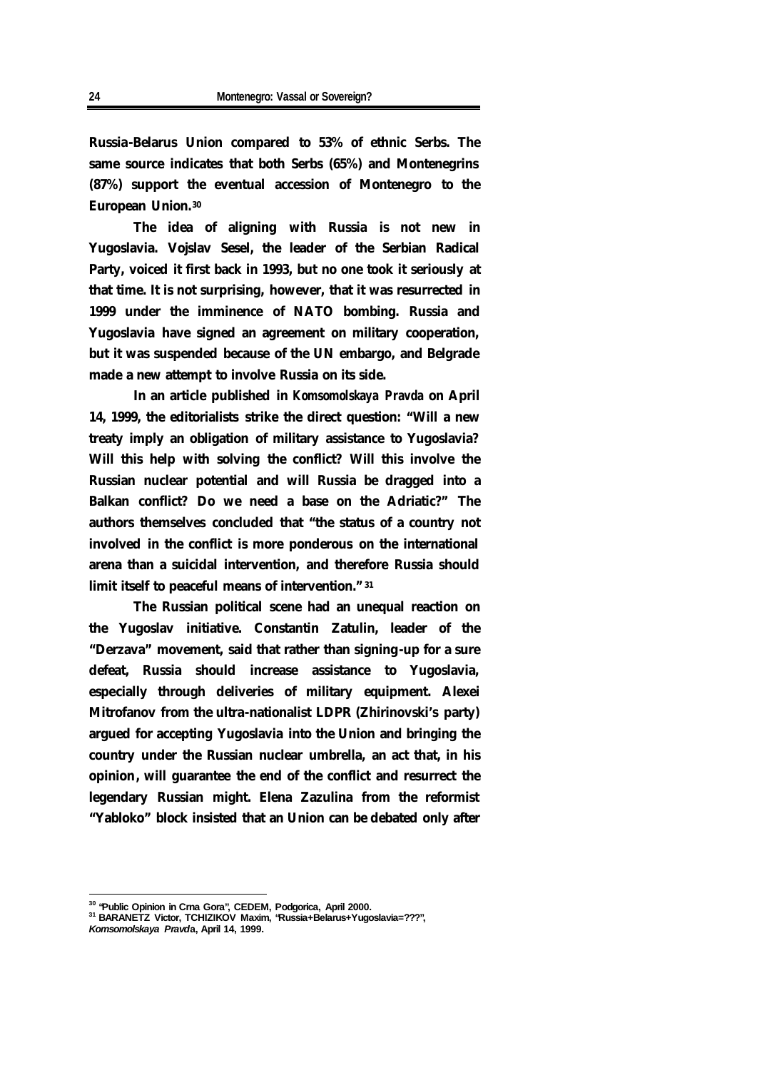**Russia-Belarus Union compared to 53% of ethnic Serbs. The same source indicates that both Serbs (65%) and Montenegrins (87%) support the eventual accession of Montenegro to the European Union.[30]**

**The idea of aligning with Russia is not new in Yugoslavia. Vojslav Sesel, the leader of the Serbian Radical Party, voiced it first back in 1993, but no one took it seriously at that time. It is not surprising, however, that it was resurrected in 1999 under the imminence of NATO bombing. Russia and Yugoslavia have signed an agreement on military cooperation, but it was suspended because of the UN embargo, and Belgrade made a new attempt to involve Russia on its side.**

**In an article published in *Komsomolskaya Pravda* on April 14, 1999, the editorialists strike the direct question: "Will a new treaty imply an obligation of military assistance to Yugoslavia? Will this help with solving the conflict? Will this involve the Russian nuclear potential and will Russia be dragged into a Balkan conflict? Do we need a base on the Adriatic?" The authors themselves concluded that "the status of a country not involved in the conflict is more ponderous on the international arena than a suicidal intervention, and therefore Russia should limit itself to peaceful means of intervention."[31]**

**The Russian political scene had an unequal reaction on the Yugoslav initiative. Constantin Zatulin, leader of the "Derzava" movement, said that rather than signing-up for a sure defeat, Russia should increase assistance to Yugoslavia, especially through deliveries of military equipment. Alexei Mitrofanov from the ultra-nationalist LDPR (Zhirinovski's party) argued for accepting Yugoslavia into the Union and bringing the country under the Russian nuclear umbrella, an act that, in his opinion, will guarantee the end of the conflict and resurrect the legendary Russian might. Elena Zazulina from the reformist "Yabloko" block insisted that an Union can be debated only after**

---

[30] "Public Opinion in Crna Gora", CEDEM, Podgorica, April 2000.

[31] BARANETZ Victor, TCHIZIKOV Maxim, "Russia+Belarus+Yugoslavia=???", *Komsomolskaya Pravda*, April 14, 1999.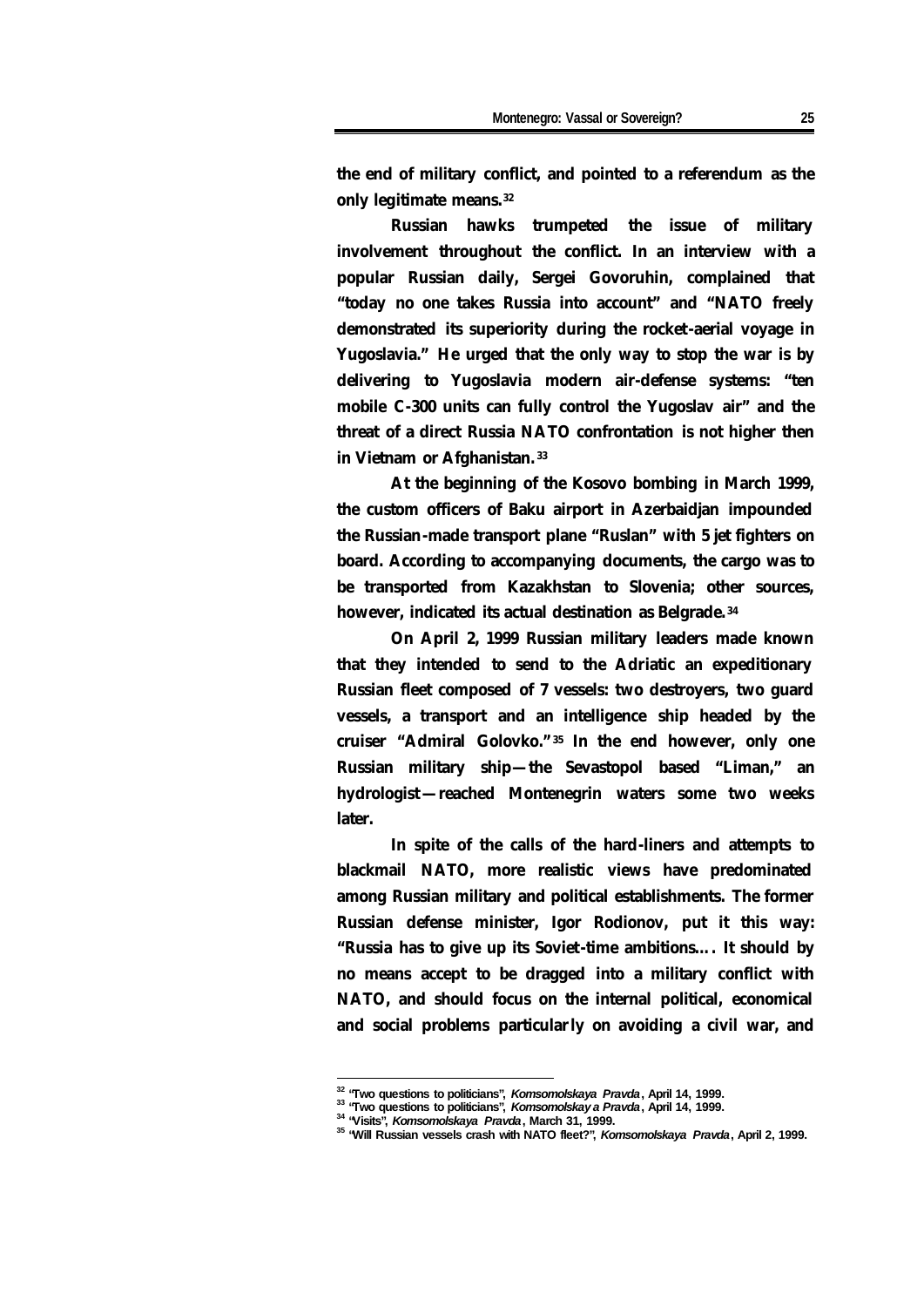the end of military conflict, and pointed to a referendum as the only legitimate means.[32]

Russian hawks trumpeted the issue of military involvement throughout the conflict. In an interview with a popular Russian daily, Sergei Govoruhin, complained that "today no one takes Russia into account" and "NATO freely demonstrated its superiority during the rocket-aerial voyage in Yugoslavia." He urged that the only way to stop the war is by delivering to Yugoslavia modern air-defense systems: "ten mobile C-300 units can fully control the Yugoslav air" and the threat of a direct Russia NATO confrontation is not higher then in Vietnam or Afghanistan.[33]

At the beginning of the Kosovo bombing in March 1999, the custom officers of Baku airport in Azerbaidjan impounded the Russian-made transport plane "Ruslan" with 5 jet fighters on board. According to accompanying documents, the cargo was to be transported from Kazakhstan to Slovenia; other sources, however, indicated its actual destination as Belgrade.[34]

On April 2, 1999 Russian military leaders made known that they intended to send to the Adriatic an expeditionary Russian fleet composed of 7 vessels: two destroyers, two guard vessels, a transport and an intelligence ship headed by the cruiser "Admiral Golovko."[35] In the end however, only one Russian military ship—the Sevastopol based "Liman," an hydrologist—reached Montenegrin waters some two weeks later.

In spite of the calls of the hard-liners and attempts to blackmail NATO, more realistic views have predominated among Russian military and political establishments. The former Russian defense minister, Igor Rodionov, put it this way: "Russia has to give up its Soviet-time ambitions…. It should by no means accept to be dragged into a military conflict with NATO, and should focus on the internal political, economical and social problems particularly on avoiding a civil war, and

---

[32] "Two questions to politicians", *Komsomolskaya Pravda*, April 14, 1999.
[33] "Two questions to politicians", *Komsomolskaya Pravda*, April 14, 1999.
[34] "Visits", *Komsomolskaya Pravda*, March 31, 1999.
[35] "Will Russian vessels crash with NATO fleet?", *Komsomolskaya Pravda*, April 2, 1999.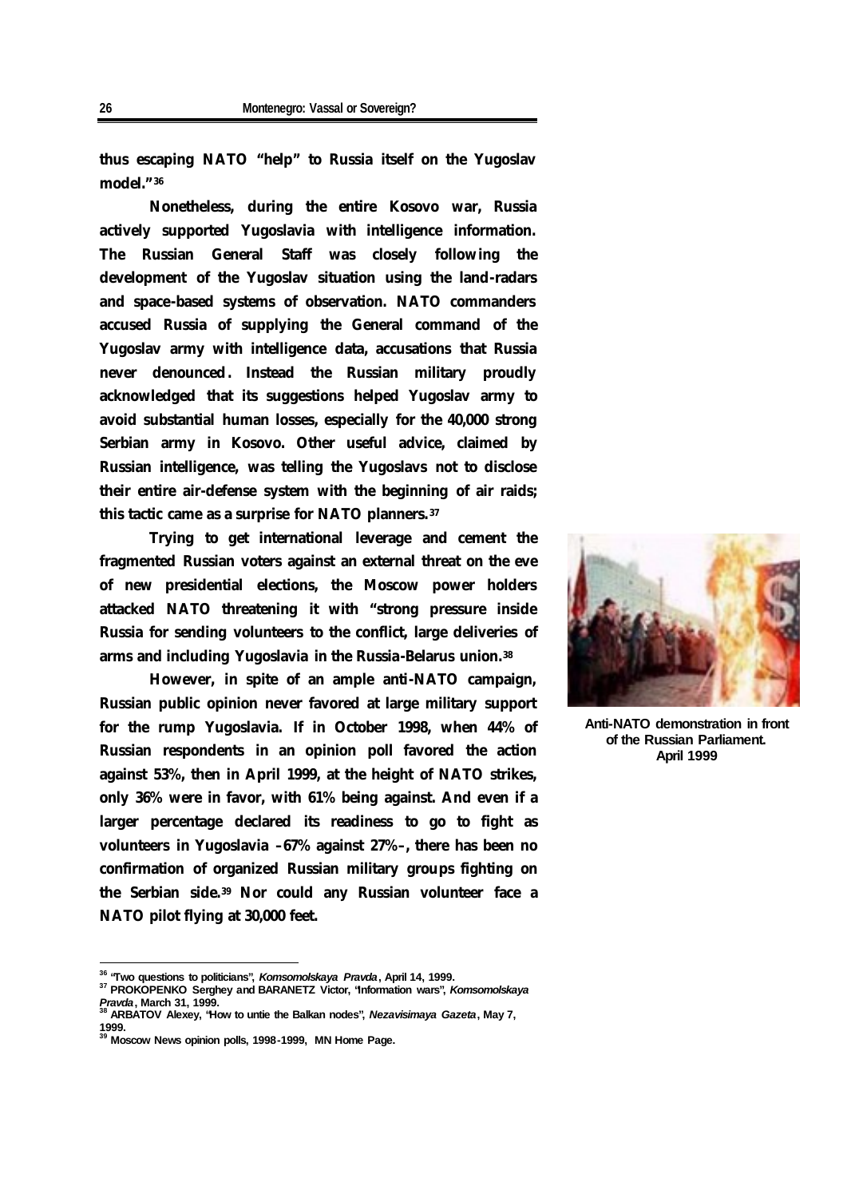**thus escaping NATO "help" to Russia itself on the Yugoslav model."[36]**

**Nonetheless, during the entire Kosovo war, Russia actively supported Yugoslavia with intelligence information. The Russian General Staff was closely following the development of the Yugoslav situation using the land-radars and space-based systems of observation. NATO commanders accused Russia of supplying the General command of the Yugoslav army with intelligence data, accusations that Russia never denounced. Instead the Russian military proudly acknowledged that its suggestions helped Yugoslav army to avoid substantial human losses, especially for the 40,000 strong Serbian army in Kosovo. Other useful advice, claimed by Russian intelligence, was telling the Yugoslavs not to disclose their entire air-defense system with the beginning of air raids; this tactic came as a surprise for NATO planners.[37]**

**Trying to get international leverage and cement the fragmented Russian voters against an external threat on the eve of new presidential elections, the Moscow power holders attacked NATO threatening it with "strong pressure inside Russia for sending volunteers to the conflict, large deliveries of arms and including Yugoslavia in the Russia-Belarus union.[38]**

**However, in spite of an ample anti-NATO campaign, Russian public opinion never favored at large military support for the rump Yugoslavia. If in October 1998, when 44% of Russian respondents in an opinion poll favored the action against 53%, then in April 1999, at the height of NATO strikes, only 36% were in favor, with 61% being against. And even if a larger percentage declared its readiness to go to fight as volunteers in Yugoslavia –67% against 27%–, there has been no confirmation of organized Russian military groups fighting on the Serbian side.[39] Nor could any Russian volunteer face a NATO pilot flying at 30,000 feet.**

**Anti-NATO demonstration in front of the Russian Parliament. April 1999**

---

[36] "Two questions to politicians", *Komsomolskaya Pravda*, April 14, 1999.

[37] PROKOPENKO Serghey and BARANETZ Victor, "Information wars", *Komsomolskaya Pravda*, March 31, 1999.

[38] ARBATOV Alexey, "How to untie the Balkan nodes", *Nezavisimaya Gazeta*, May 7, 1999.

[39] Moscow News opinion polls, 1998-1999, MN Home Page.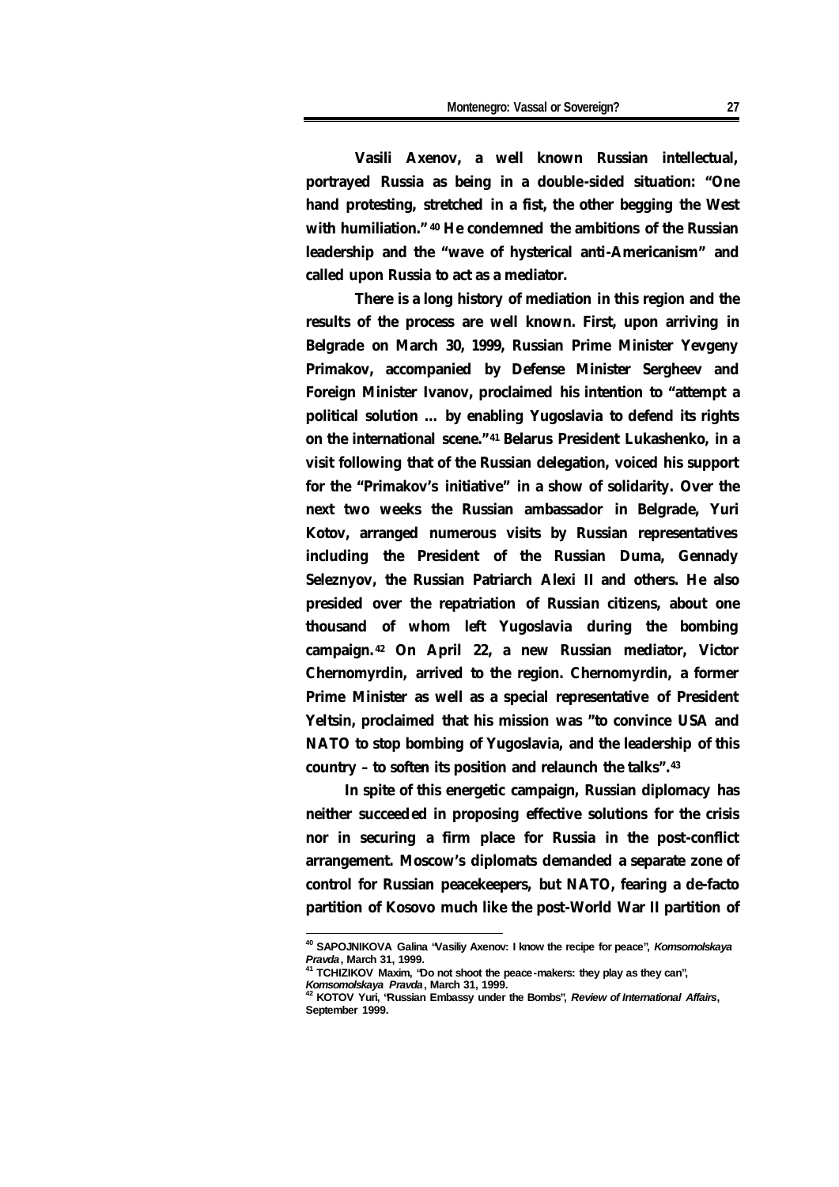Vasili Axenov, a well known Russian intellectual, portrayed Russia as being in a double-sided situation: "One hand protesting, stretched in a fist, the other begging the West with humiliation."[40] He condemned the ambitions of the Russian leadership and the "wave of hysterical anti-Americanism" and called upon Russia to act as a mediator.

There is a long history of mediation in this region and the results of the process are well known. First, upon arriving in Belgrade on March 30, 1999, Russian Prime Minister Yevgeny Primakov, accompanied by Defense Minister Sergheev and Foreign Minister Ivanov, proclaimed his intention to "attempt a political solution … by enabling Yugoslavia to defend its rights on the international scene."[41] Belarus President Lukashenko, in a visit following that of the Russian delegation, voiced his support for the "Primakov's initiative" in a show of solidarity. Over the next two weeks the Russian ambassador in Belgrade, Yuri Kotov, arranged numerous visits by Russian representatives including the President of the Russian Duma, Gennady Seleznyov, the Russian Patriarch Alexi II and others. He also presided over the repatriation of Russian citizens, about one thousand of whom left Yugoslavia during the bombing campaign.[42] On April 22, a new Russian mediator, Victor Chernomyrdin, arrived to the region. Chernomyrdin, a former Prime Minister as well as a special representative of President Yeltsin, proclaimed that his mission was "to convince USA and NATO to stop bombing of Yugoslavia, and the leadership of this country – to soften its position and relaunch the talks".[43]

In spite of this energetic campaign, Russian diplomacy has neither succeeded in proposing effective solutions for the crisis nor in securing a firm place for Russia in the post-conflict arrangement. Moscow's diplomats demanded a separate zone of control for Russian peacekeepers, but NATO, fearing a de-facto partition of Kosovo much like the post-World War II partition of

---

[40] SAPOJNIKOVA Galina "Vasiliy Axenov: I know the recipe for peace", *Komsomolskaya Pravda*, March 31, 1999.

[41] TCHIZIKOV Maxim, "Do not shoot the peace-makers: they play as they can", *Komsomolskaya Pravda*, March 31, 1999.

[42] KOTOV Yuri, "Russian Embassy under the Bombs", *Review of International Affairs*, September 1999.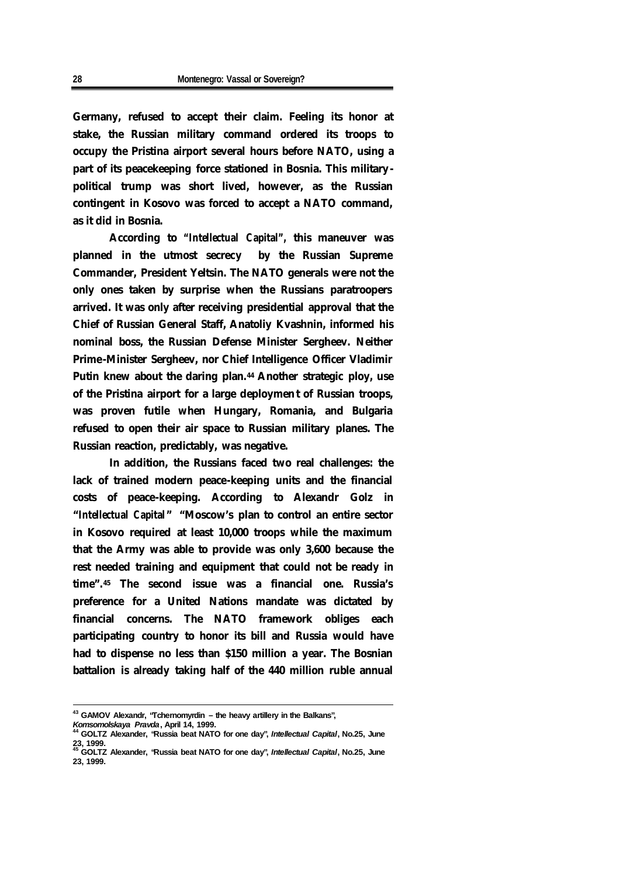**Germany, refused to accept their claim. Feeling its honor at stake, the Russian military command ordered its troops to occupy the Pristina airport several hours before NATO, using a part of its peacekeeping force stationed in Bosnia. This military-political trump was short lived, however, as the Russian contingent in Kosovo was forced to accept a NATO command, as it did in Bosnia.**

**According to "*Intellectual Capital*", this maneuver was planned in the utmost secrecy by the Russian Supreme Commander, President Yeltsin. The NATO generals were not the only ones taken by surprise when the Russians paratroopers arrived. It was only after receiving presidential approval that the Chief of Russian General Staff, Anatoliy Kvashnin, informed his nominal boss, the Russian Defense Minister Sergheev. Neither Prime-Minister Sergheev, nor Chief Intelligence Officer Vladimir Putin knew about the daring plan.[44] Another strategic ploy, use of the Pristina airport for a large deployment of Russian troops, was proven futile when Hungary, Romania, and Bulgaria refused to open their air space to Russian military planes. The Russian reaction, predictably, was negative.**

**In addition, the Russians faced two real challenges: the lack of trained modern peace-keeping units and the financial costs of peace-keeping. According to Alexandr Golz in "*Intellectual Capital*" "Moscow's plan to control an entire sector in Kosovo required at least 10,000 troops while the maximum that the Army was able to provide was only 3,600 because the rest needed training and equipment that could not be ready in time".[45] The second issue was a financial one. Russia's preference for a United Nations mandate was dictated by financial concerns. The NATO framework obliges each participating country to honor its bill and Russia would have had to dispense no less than $150 million a year. The Bosnian battalion is already taking half of the 440 million ruble annual**

---

[43] GAMOV Alexandr, "Tchernomyrdin – the heavy artillery in the Balkans", *Komsomolskaya Pravda*, April 14, 1999.

[44] GOLTZ Alexander, "Russia beat NATO for one day", *Intellectual Capital*, No.25, June 23, 1999.

[45] GOLTZ Alexander, "Russia beat NATO for one day", *Intellectual Capital*, No.25, June 23, 1999.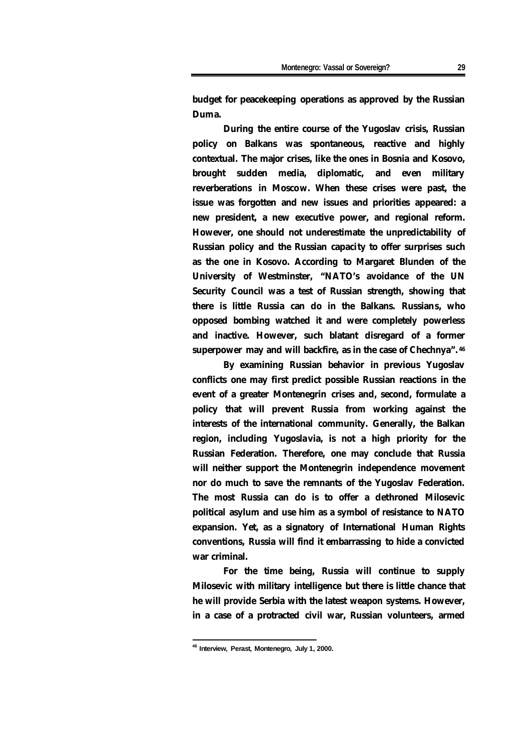budget for peacekeeping operations as approved by the Russian Duma.

During the entire course of the Yugoslav crisis, Russian policy on Balkans was spontaneous, reactive and highly contextual. The major crises, like the ones in Bosnia and Kosovo, brought sudden media, diplomatic, and even military reverberations in Moscow. When these crises were past, the issue was forgotten and new issues and priorities appeared: a new president, a new executive power, and regional reform. However, one should not underestimate the unpredictability of Russian policy and the Russian capacity to offer surprises such as the one in Kosovo. According to Margaret Blunden of the University of Westminster, "NATO's avoidance of the UN Security Council was a test of Russian strength, showing that there is little Russia can do in the Balkans. Russians, who opposed bombing watched it and were completely powerless and inactive. However, such blatant disregard of a former superpower may and will backfire, as in the case of Chechnya".[46]

By examining Russian behavior in previous Yugoslav conflicts one may first predict possible Russian reactions in the event of a greater Montenegrin crises and, second, formulate a policy that will prevent Russia from working against the interests of the international community. Generally, the Balkan region, including Yugoslavia, is not a high priority for the Russian Federation. Therefore, one may conclude that Russia will neither support the Montenegrin independence movement nor do much to save the remnants of the Yugoslav Federation. The most Russia can do is to offer a dethroned Milosevic political asylum and use him as a symbol of resistance to NATO expansion. Yet, as a signatory of International Human Rights conventions, Russia will find it embarrassing to hide a convicted war criminal.

For the time being, Russia will continue to supply Milosevic with military intelligence but there is little chance that he will provide Serbia with the latest weapon systems. However, in a case of a protracted civil war, Russian volunteers, armed

[46] Interview, Perast, Montenegro, July 1, 2000.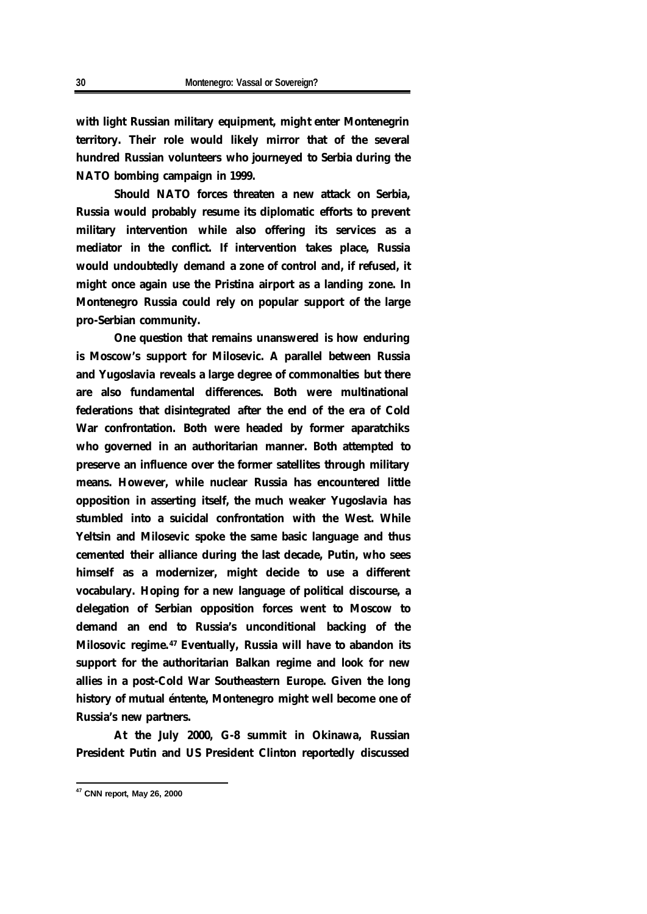with light Russian military equipment, might enter Montenegrin territory. Their role would likely mirror that of the several hundred Russian volunteers who journeyed to Serbia during the NATO bombing campaign in 1999.

Should NATO forces threaten a new attack on Serbia, Russia would probably resume its diplomatic efforts to prevent military intervention while also offering its services as a mediator in the conflict. If intervention takes place, Russia would undoubtedly demand a zone of control and, if refused, it might once again use the Pristina airport as a landing zone. In Montenegro Russia could rely on popular support of the large pro-Serbian community.

One question that remains unanswered is how enduring is Moscow's support for Milosevic. A parallel between Russia and Yugoslavia reveals a large degree of commonalties but there are also fundamental differences. Both were multinational federations that disintegrated after the end of the era of Cold War confrontation. Both were headed by former aparatchiks who governed in an authoritarian manner. Both attempted to preserve an influence over the former satellites through military means. However, while nuclear Russia has encountered little opposition in asserting itself, the much weaker Yugoslavia has stumbled into a suicidal confrontation with the West. While Yeltsin and Milosevic spoke the same basic language and thus cemented their alliance during the last decade, Putin, who sees himself as a modernizer, might decide to use a different vocabulary. Hoping for a new language of political discourse, a delegation of Serbian opposition forces went to Moscow to demand an end to Russia's unconditional backing of the Milosovic regime.[47] Eventually, Russia will have to abandon its support for the authoritarian Balkan regime and look for new allies in a post-Cold War Southeastern Europe. Given the long history of mutual éntente, Montenegro might well become one of Russia's new partners.

At the July 2000, G-8 summit in Okinawa, Russian President Putin and US President Clinton reportedly discussed

[47] CNN report, May 26, 2000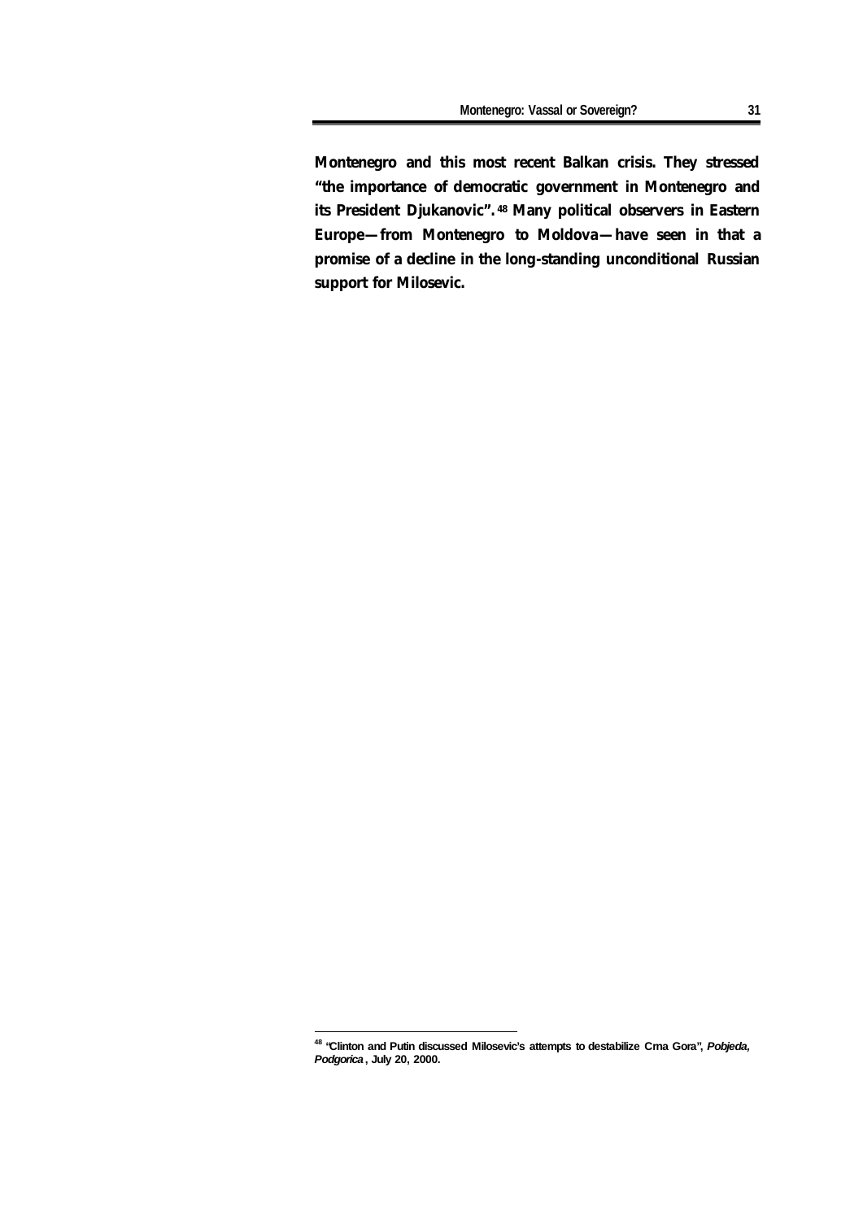**Montenegro and this most recent Balkan crisis. They stressed "the importance of democratic government in Montenegro and its President Djukanovic".[48] Many political observers in Eastern Europe—from Montenegro to Moldova—have seen in that a promise of a decline in the long-standing unconditional Russian support for Milosevic.**

---

[48] "Clinton and Putin discussed Milosevic's attempts to destabilize Crna Gora", *Pobjeda, Podgorica*, July 20, 2000.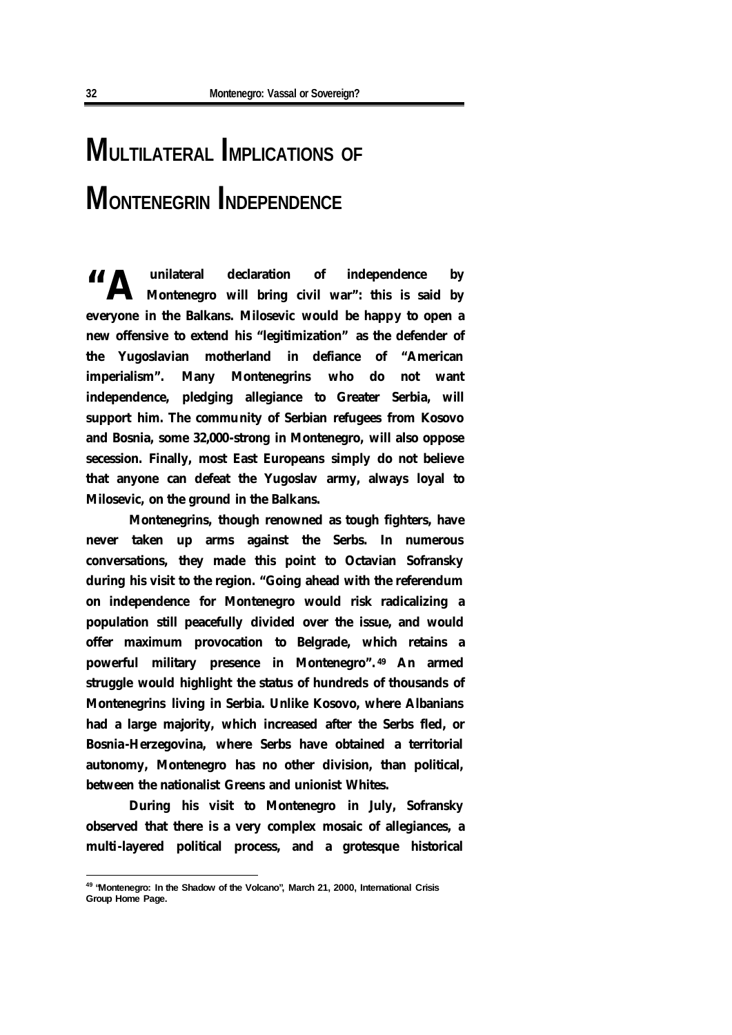# MULTILATERAL IMPLICATIONS OF MONTENEGRIN INDEPENDENCE

**"A unilateral declaration of independence by Montenegro will bring civil war": this is said by everyone in the Balkans. Milosevic would be happy to open a new offensive to extend his "legitimization" as the defender of the Yugoslavian motherland in defiance of "American imperialism". Many Montenegrins who do not want independence, pledging allegiance to Greater Serbia, will support him. The community of Serbian refugees from Kosovo and Bosnia, some 32,000-strong in Montenegro, will also oppose secession. Finally, most East Europeans simply do not believe that anyone can defeat the Yugoslav army, always loyal to Milosevic, on the ground in the Balkans.**

**Montenegrins, though renowned as tough fighters, have never taken up arms against the Serbs. In numerous conversations, they made this point to Octavian Sofransky during his visit to the region. "Going ahead with the referendum on independence for Montenegro would risk radicalizing a population still peacefully divided over the issue, and would offer maximum provocation to Belgrade, which retains a powerful military presence in Montenegro".[49] An armed struggle would highlight the status of hundreds of thousands of Montenegrins living in Serbia. Unlike Kosovo, where Albanians had a large majority, which increased after the Serbs fled, or Bosnia-Herzegovina, where Serbs have obtained a territorial autonomy, Montenegro has no other division, than political, between the nationalist Greens and unionist Whites.**

**During his visit to Montenegro in July, Sofransky observed that there is a very complex mosaic of allegiances, a multi-layered political process, and a grotesque historical**

[49] "Montenegro: In the Shadow of the Volcano", March 21, 2000, International Crisis Group Home Page.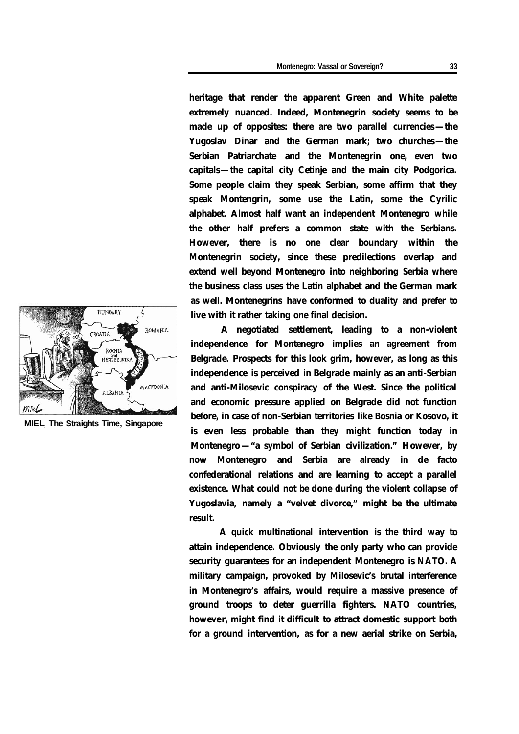heritage that render the apparent Green and White palette extremely nuanced. Indeed, Montenegrin society seems to be made up of opposites: there are two parallel currencies—the Yugoslav Dinar and the German mark; two churches—the Serbian Patriarchate and the Montenegrin one, even two capitals—the capital city Cetinje and the main city Podgorica. Some people claim they speak Serbian, some affirm that they speak Montengrin, some use the Latin, some the Cyrilic alphabet. Almost half want an independent Montenegro while the other half prefers a common state with the Serbians. However, there is no one clear boundary within the Montenegrin society, since these predilections overlap and extend well beyond Montenegro into neighboring Serbia where the business class uses the Latin alphabet and the German mark as well. Montenegrins have conformed to duality and prefer to live with it rather taking one final decision.

MIEL, The Straights Time, Singapore

A negotiated settlement, leading to a non-violent independence for Montenegro implies an agreement from Belgrade. Prospects for this look grim, however, as long as this independence is perceived in Belgrade mainly as an anti-Serbian and anti-Milosevic conspiracy of the West. Since the political and economic pressure applied on Belgrade did not function before, in case of non-Serbian territories like Bosnia or Kosovo, it is even less probable than they might function today in Montenegro—"a symbol of Serbian civilization." However, by now Montenegro and Serbia are already in de facto confederational relations and are learning to accept a parallel existence. What could not be done during the violent collapse of Yugoslavia, namely a "velvet divorce," might be the ultimate result.

A quick multinational intervention is the third way to attain independence. Obviously the only party who can provide security guarantees for an independent Montenegro is NATO. A military campaign, provoked by Milosevic's brutal interference in Montenegro's affairs, would require a massive presence of ground troops to deter guerrilla fighters. NATO countries, however, might find it difficult to attract domestic support both for a ground intervention, as for a new aerial strike on Serbia,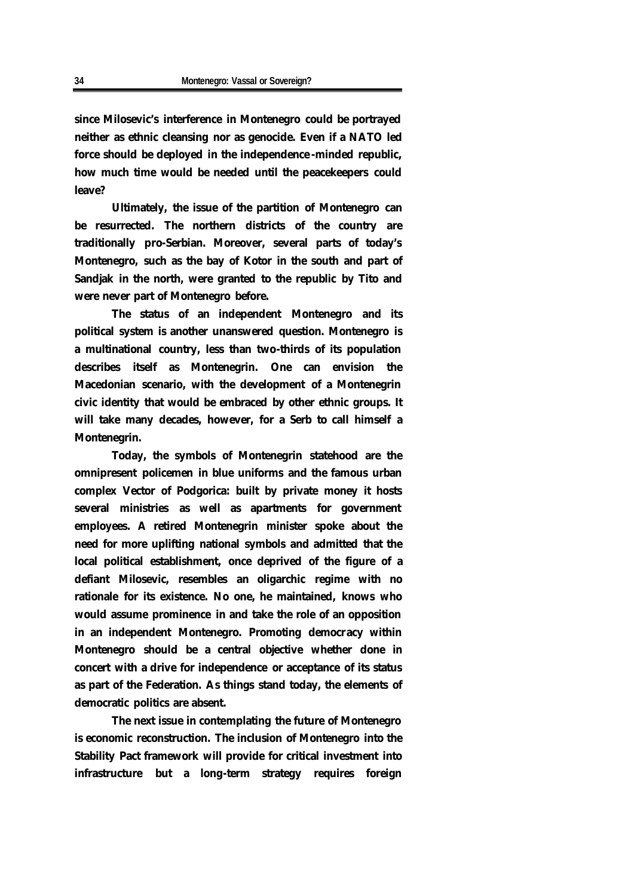since Milosevic's interference in Montenegro could be portrayed neither as ethnic cleansing nor as genocide. Even if a NATO led force should be deployed in the independence-minded republic, how much time would be needed until the peacekeepers could leave?

Ultimately, the issue of the partition of Montenegro can be resurrected. The northern districts of the country are traditionally pro-Serbian. Moreover, several parts of today's Montenegro, such as the bay of Kotor in the south and part of Sandjak in the north, were granted to the republic by Tito and were never part of Montenegro before.

The status of an independent Montenegro and its political system is another unanswered question. Montenegro is a multinational country, less than two-thirds of its population describes itself as Montenegrin. One can envision the Macedonian scenario, with the development of a Montenegrin civic identity that would be embraced by other ethnic groups. It will take many decades, however, for a Serb to call himself a Montenegrin.

Today, the symbols of Montenegrin statehood are the omnipresent policemen in blue uniforms and the famous urban complex Vector of Podgorica: built by private money it hosts several ministries as well as apartments for government employees. A retired Montenegrin minister spoke about the need for more uplifting national symbols and admitted that the local political establishment, once deprived of the figure of a defiant Milosevic, resembles an oligarchic regime with no rationale for its existence. No one, he maintained, knows who would assume prominence in and take the role of an opposition in an independent Montenegro. Promoting democracy within Montenegro should be a central objective whether done in concert with a drive for independence or acceptance of its status as part of the Federation. As things stand today, the elements of democratic politics are absent.

The next issue in contemplating the future of Montenegro is economic reconstruction. The inclusion of Montenegro into the Stability Pact framework will provide for critical investment into infrastructure but a long-term strategy requires foreign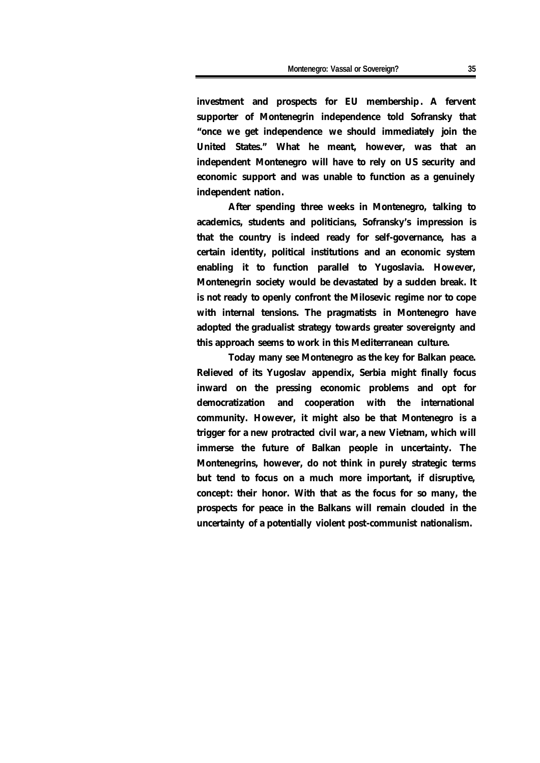investment and prospects for EU membership. A fervent supporter of Montenegrin independence told Sofransky that "once we get independence we should immediately join the United States." What he meant, however, was that an independent Montenegro will have to rely on US security and economic support and was unable to function as a genuinely independent nation.

After spending three weeks in Montenegro, talking to academics, students and politicians, Sofransky's impression is that the country is indeed ready for self-governance, has a certain identity, political institutions and an economic system enabling it to function parallel to Yugoslavia. However, Montenegrin society would be devastated by a sudden break. It is not ready to openly confront the Milosevic regime nor to cope with internal tensions. The pragmatists in Montenegro have adopted the gradualist strategy towards greater sovereignty and this approach seems to work in this Mediterranean culture.

Today many see Montenegro as the key for Balkan peace. Relieved of its Yugoslav appendix, Serbia might finally focus inward on the pressing economic problems and opt for democratization and cooperation with the international community. However, it might also be that Montenegro is a trigger for a new protracted civil war, a new Vietnam, which will immerse the future of Balkan people in uncertainty. The Montenegrins, however, do not think in purely strategic terms but tend to focus on a much more important, if disruptive, concept: their honor. With that as the focus for so many, the prospects for peace in the Balkans will remain clouded in the uncertainty of a potentially violent post-communist nationalism.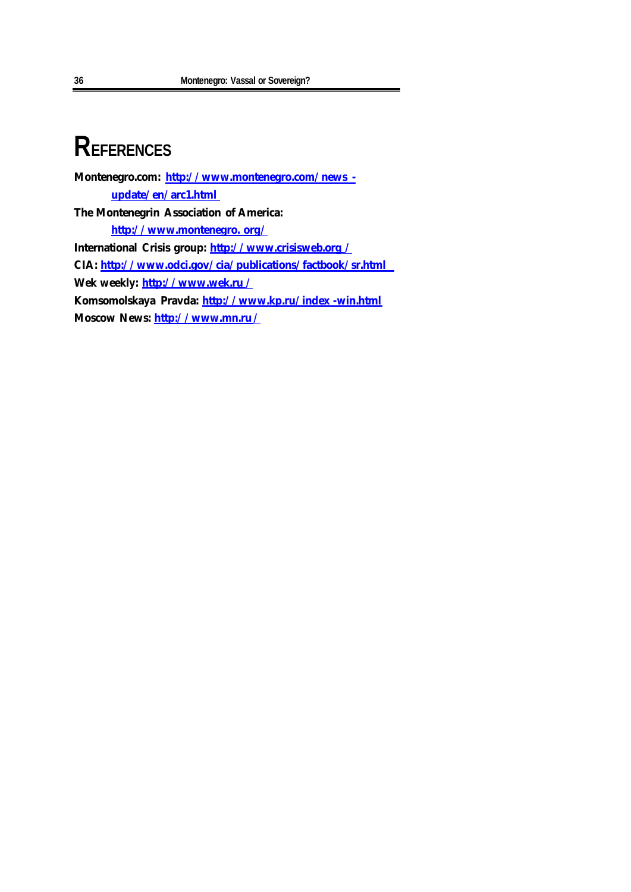# REFERENCES

**Montenegro.com:** http://www.montenegro.com/news-update/en/arc1.html

**The Montenegrin Association of America:** http://www.montenegro.org/

**International Crisis group:** http://www.crisisweb.org/

**CIA:** http://www.odci.gov/cia/publications/factbook/sr.html

**Wek weekly:** http://www.wek.ru/

**Komsomolskaya Pravda:** http://www.kp.ru/index-win.html

**Moscow News:** http://www.mn.ru/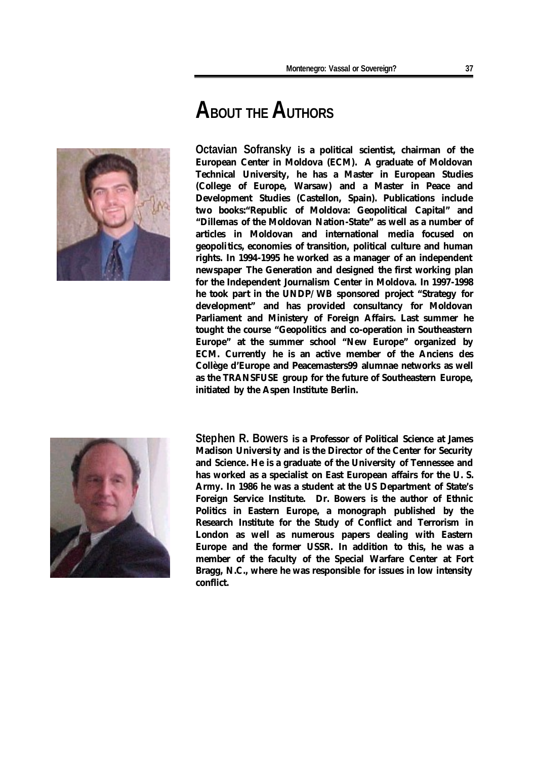# ABOUT THE AUTHORS

Octavian Sofransky **is a political scientist, chairman of the European Center in Moldova (ECM). A graduate of Moldovan Technical University, he has a Master in European Studies (College of Europe, Warsaw) and a Master in Peace and Development Studies (Castellon, Spain). Publications include two books:"Republic of Moldova: Geopolitical Capital" and "Dillemas of the Moldovan Nation-State" as well as a number of articles in Moldovan and international media focused on geopolitics, economies of transition, political culture and human rights. In 1994-1995 he worked as a manager of an independent newspaper The Generation and designed the first working plan for the Independent Journalism Center in Moldova. In 1997-1998 he took part in the UNDP/WB sponsored project "Strategy for development" and has provided consultancy for Moldovan Parliament and Ministery of Foreign Affairs. Last summer he tought the course "Geopolitics and co-operation in Southeastern Europe" at the summer school "New Europe" organized by ECM. Currently he is an active member of the Anciens des Collège d'Europe and Peacemasters99 alumnae networks as well as the TRANSFUSE group for the future of Southeastern Europe, initiated by the Aspen Institute Berlin.**

Stephen R. Bowers **is a Professor of Political Science at James Madison University and is the Director of the Center for Security and Science. He is a graduate of the University of Tennessee and has worked as a specialist on East European affairs for the U. S. Army. In 1986 he was a student at the US Department of State's Foreign Service Institute. Dr. Bowers is the author of Ethnic Politics in Eastern Europe, a monograph published by the Research Institute for the Study of Conflict and Terrorism in London as well as numerous papers dealing with Eastern Europe and the former USSR. In addition to this, he was a member of the faculty of the Special Warfare Center at Fort Bragg, N.C., where he was responsible for issues in low intensity conflict.**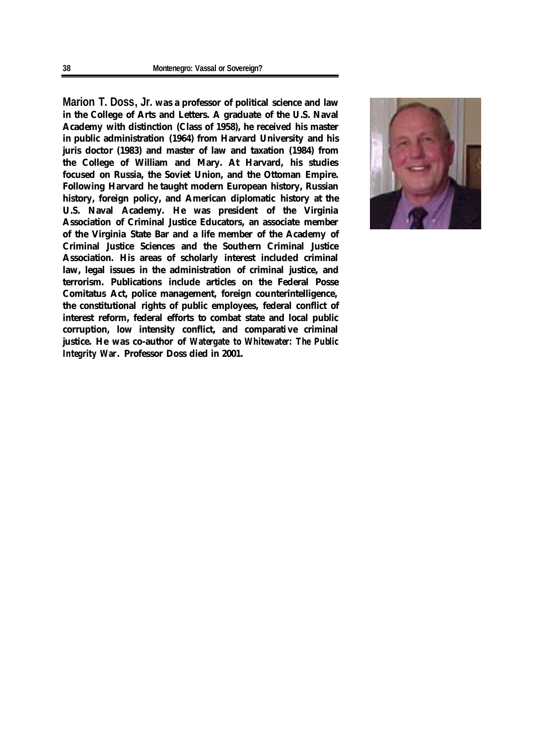**Marion T. Doss, Jr. was a professor of political science and law in the College of Arts and Letters. A graduate of the U.S. Naval Academy with distinction (Class of 1958), he received his master in public administration (1964) from Harvard University and his juris doctor (1983) and master of law and taxation (1984) from the College of William and Mary. At Harvard, his studies focused on Russia, the Soviet Union, and the Ottoman Empire. Following Harvard he taught modern European history, Russian history, foreign policy, and American diplomatic history at the U.S. Naval Academy. He was president of the Virginia Association of Criminal Justice Educators, an associate member of the Virginia State Bar and a life member of the Academy of Criminal Justice Sciences and the Southern Criminal Justice Association. His areas of scholarly interest included criminal law, legal issues in the administration of criminal justice, and terrorism. Publications include articles on the Federal Posse Comitatus Act, police management, foreign counterintelligence, the constitutional rights of public employees, federal conflict of interest reform, federal efforts to combat state and local public corruption, low intensity conflict, and comparative criminal justice. He was co-author of *Watergate to Whitewater: The Public Integrity War*. Professor Doss died in 2001.**